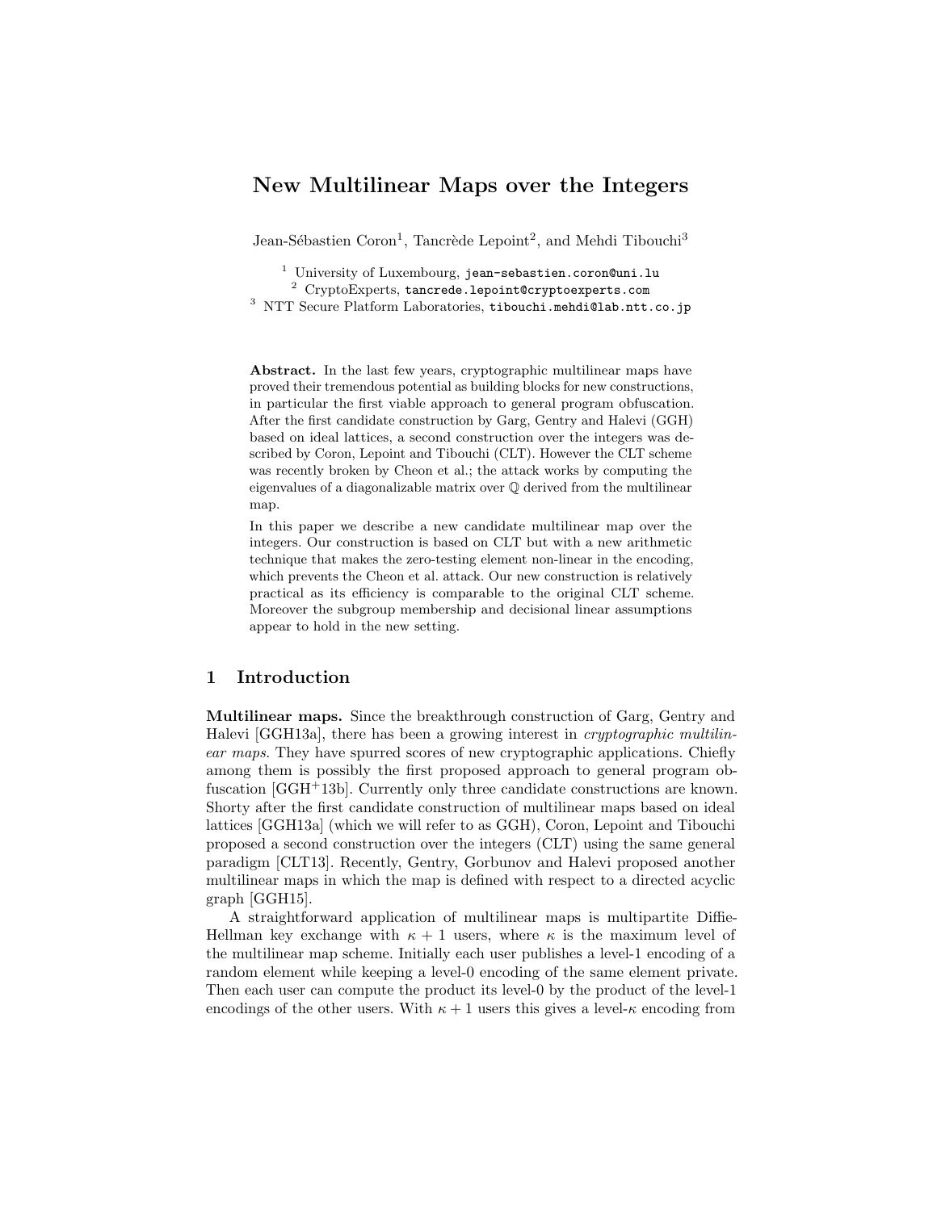# New Multilinear Maps over the Integers

Jean-Sébastien Coron[1], Tancrède Lepoint[2], and Mehdi Tibouchi[3]

[1] University of Luxembourg, jean-sebastien.coron@uni.lu
[2] CryptoExperts, tancrede.lepoint@cryptoexperts.com
[3] NTT Secure Platform Laboratories, tibouchi.mehdi@lab.ntt.co.jp

**Abstract.** In the last few years, cryptographic multilinear maps have proved their tremendous potential as building blocks for new constructions, in particular the first viable approach to general program obfuscation. After the first candidate construction by Garg, Gentry and Halevi (GGH) based on ideal lattices, a second construction over the integers was described by Coron, Lepoint and Tibouchi (CLT). However the CLT scheme was recently broken by Cheon et al.; the attack works by computing the eigenvalues of a diagonalizable matrix over $\mathbb{Q}$ derived from the multilinear map.

In this paper we describe a new candidate multilinear map over the integers. Our construction is based on CLT but with a new arithmetic technique that makes the zero-testing element non-linear in the encoding, which prevents the Cheon et al. attack. Our new construction is relatively practical as its efficiency is comparable to the original CLT scheme. Moreover the subgroup membership and decisional linear assumptions appear to hold in the new setting.

## 1 Introduction

**Multilinear maps.** Since the breakthrough construction of Garg, Gentry and Halevi [GGH13a], there has been a growing interest in *cryptographic multilinear maps*. They have spurred scores of new cryptographic applications. Chiefly among them is possibly the first proposed approach to general program obfuscation [GGH+13b]. Currently only three candidate constructions are known. Shorty after the first candidate construction of multilinear maps based on ideal lattices [GGH13a] (which we will refer to as GGH), Coron, Lepoint and Tibouchi proposed a second construction over the integers (CLT) using the same general paradigm [CLT13]. Recently, Gentry, Gorbunov and Halevi proposed another multilinear maps in which the map is defined with respect to a directed acyclic graph [GGH15].

A straightforward application of multilinear maps is multipartite Diffie-Hellman key exchange with $\kappa + 1$ users, where $\kappa$ is the maximum level of the multilinear map scheme. Initially each user publishes a level-1 encoding of a random element while keeping a level-0 encoding of the same element private. Then each user can compute the product its level-0 by the product of the level-1 encodings of the other users. With $\kappa + 1$ users this gives a level-$\kappa$ encoding from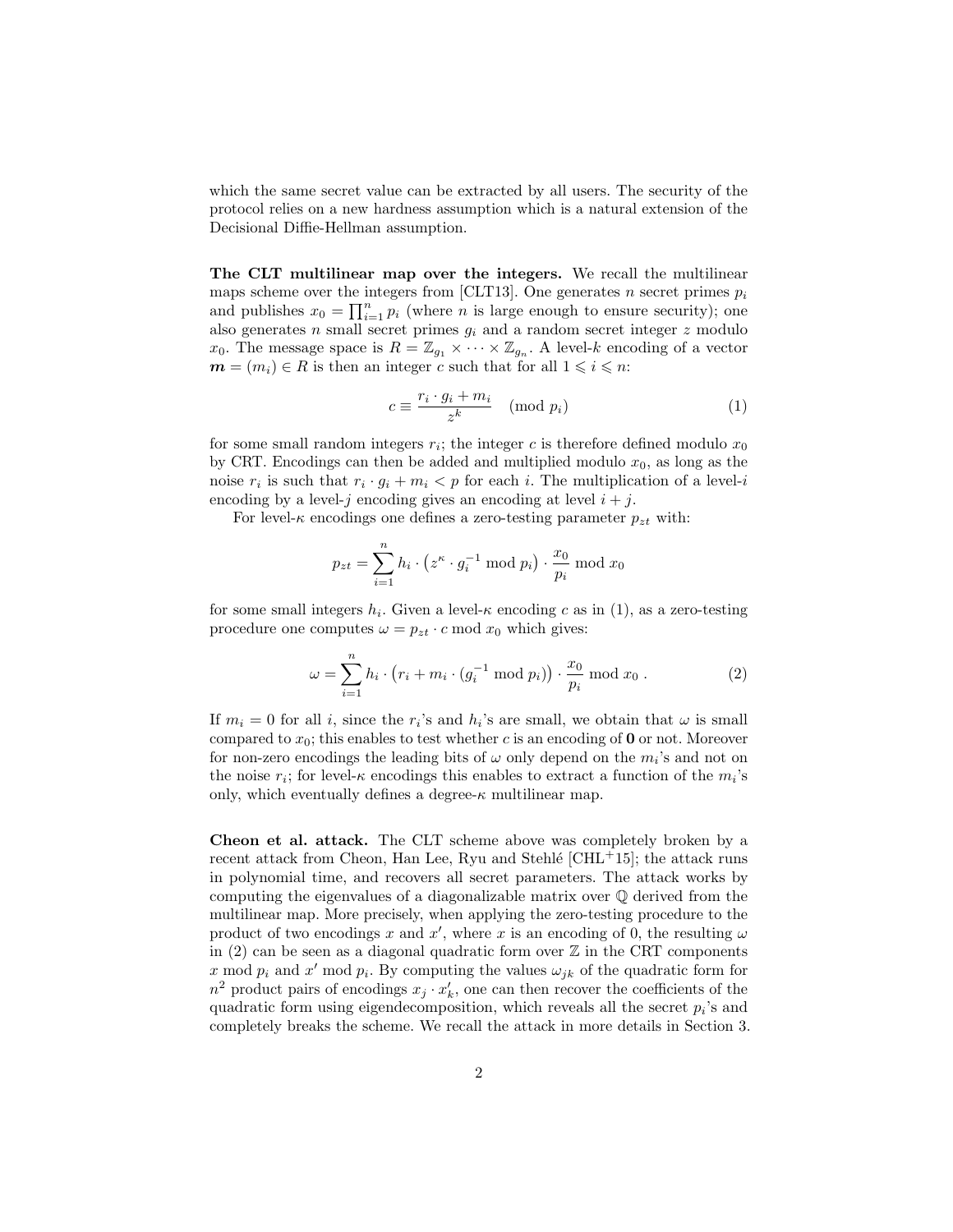which the same secret value can be extracted by all users. The security of the protocol relies on a new hardness assumption which is a natural extension of the Decisional Diffie-Hellman assumption.

**The CLT multilinear map over the integers.** We recall the multilinear maps scheme over the integers from [CLT13]. One generates $n$ secret primes $p_i$ and publishes $x_0 = \prod_{i=1}^{n} p_i$ (where $n$ is large enough to ensure security); one also generates $n$ small secret primes $g_i$ and a random secret integer $z$ modulo $x_0$. The message space is $R = \mathbb{Z}_{g_1} \times \cdots \times \mathbb{Z}_{g_n}$. A level-$k$ encoding of a vector $\boldsymbol{m} = (m_i) \in R$ is then an integer $c$ such that for all $1 \leqslant i \leqslant n$:

$$c \equiv \frac{r_i \cdot g_i + m_i}{z^k} \pmod{p_i} \tag{1}$$

for some small random integers $r_i$; the integer $c$ is therefore defined modulo $x_0$ by CRT. Encodings can then be added and multiplied modulo $x_0$, as long as the noise $r_i$ is such that $r_i \cdot g_i + m_i < p$ for each $i$. The multiplication of a level-$i$ encoding by a level-$j$ encoding gives an encoding at level $i + j$.

For level-$\kappa$ encodings one defines a zero-testing parameter $p_{zt}$ with:

$$p_{zt} = \sum_{i=1}^{n} h_i \cdot \left(z^{\kappa} \cdot g_i^{-1} \bmod p_i\right) \cdot \frac{x_0}{p_i} \bmod x_0$$

for some small integers $h_i$. Given a level-$\kappa$ encoding $c$ as in (1), as a zero-testing procedure one computes $\omega = p_{zt} \cdot c \bmod x_0$ which gives:

$$\omega = \sum_{i=1}^{n} h_i \cdot \left(r_i + m_i \cdot (g_i^{-1} \bmod p_i)\right) \cdot \frac{x_0}{p_i} \bmod x_0 \ . \tag{2}$$

If $m_i = 0$ for all $i$, since the $r_i$'s and $h_i$'s are small, we obtain that $\omega$ is small compared to $x_0$; this enables to test whether $c$ is an encoding of $\mathbf{0}$ or not. Moreover for non-zero encodings the leading bits of $\omega$ only depend on the $m_i$'s and not on the noise $r_i$; for level-$\kappa$ encodings this enables to extract a function of the $m_i$'s only, which eventually defines a degree-$\kappa$ multilinear map.

**Cheon et al. attack.** The CLT scheme above was completely broken by a recent attack from Cheon, Han Lee, Ryu and Stehlé [CHL+15]; the attack runs in polynomial time, and recovers all secret parameters. The attack works by computing the eigenvalues of a diagonalizable matrix over $\mathbb{Q}$ derived from the multilinear map. More precisely, when applying the zero-testing procedure to the product of two encodings $x$ and $x'$, where $x$ is an encoding of 0, the resulting $\omega$ in (2) can be seen as a diagonal quadratic form over $\mathbb{Z}$ in the CRT components $x \bmod p_i$ and $x' \bmod p_i$. By computing the values $\omega_{jk}$ of the quadratic form for $n^2$ product pairs of encodings $x_j \cdot x'_k$, one can then recover the coefficients of the quadratic form using eigendecomposition, which reveals all the secret $p_i$'s and completely breaks the scheme. We recall the attack in more details in Section 3.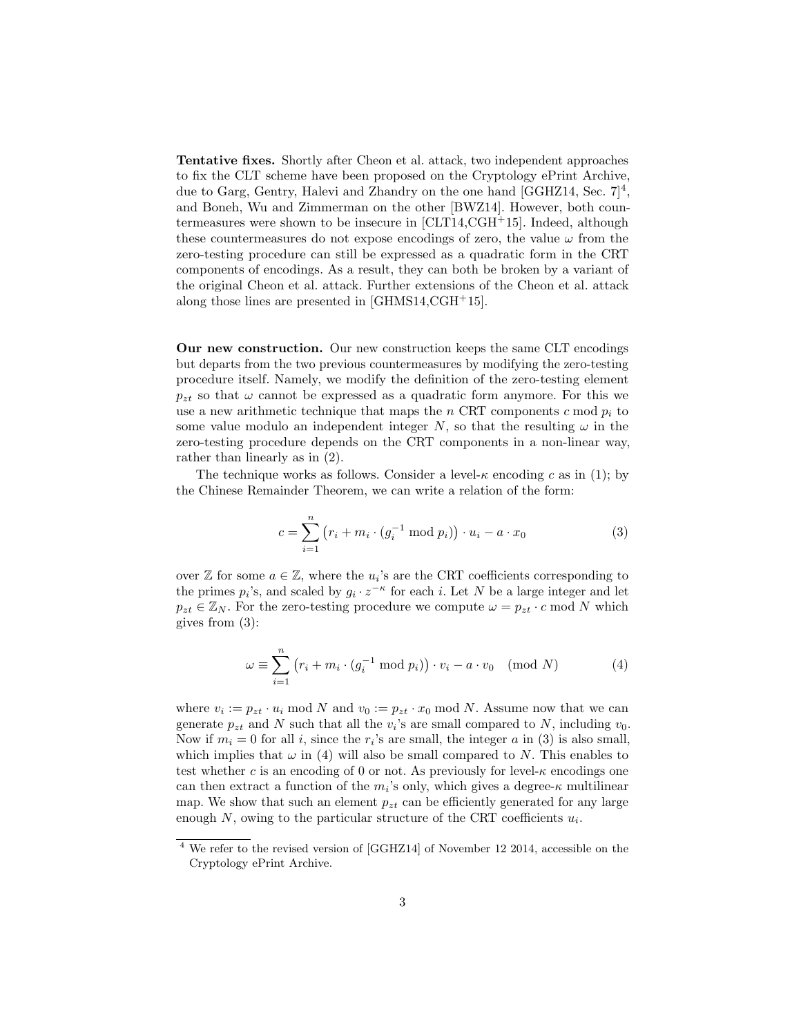**Tentative fixes.** Shortly after Cheon et al. attack, two independent approaches to fix the CLT scheme have been proposed on the Cryptology ePrint Archive, due to Garg, Gentry, Halevi and Zhandry on the one hand [GGHZ14, Sec. 7][4], and Boneh, Wu and Zimmerman on the other [BWZ14]. However, both countermeasures were shown to be insecure in [CLT14,CGH+15]. Indeed, although these countermeasures do not expose encodings of zero, the value $\omega$ from the zero-testing procedure can still be expressed as a quadratic form in the CRT components of encodings. As a result, they can both be broken by a variant of the original Cheon et al. attack. Further extensions of the Cheon et al. attack along those lines are presented in [GHMS14,CGH+15].

**Our new construction.** Our new construction keeps the same CLT encodings but departs from the two previous countermeasures by modifying the zero-testing procedure itself. Namely, we modify the definition of the zero-testing element $p_{zt}$ so that $\omega$ cannot be expressed as a quadratic form anymore. For this we use a new arithmetic technique that maps the $n$ CRT components $c \bmod p_i$ to some value modulo an independent integer $N$, so that the resulting $\omega$ in the zero-testing procedure depends on the CRT components in a non-linear way, rather than linearly as in (2).

The technique works as follows. Consider a level-$\kappa$ encoding $c$ as in (1); by the Chinese Remainder Theorem, we can write a relation of the form:

$$c = \sum_{i=1}^{n} \left(r_i + m_i \cdot (g_i^{-1} \bmod p_i)\right) \cdot u_i - a \cdot x_0 \tag{3}$$

over $\mathbb{Z}$ for some $a \in \mathbb{Z}$, where the $u_i$'s are the CRT coefficients corresponding to the primes $p_i$'s, and scaled by $g_i \cdot z^{-\kappa}$ for each $i$. Let $N$ be a large integer and let $p_{zt} \in \mathbb{Z}_N$. For the zero-testing procedure we compute $\omega = p_{zt} \cdot c \bmod N$ which gives from (3):

$$\omega \equiv \sum_{i=1}^{n} \left(r_i + m_i \cdot (g_i^{-1} \bmod p_i)\right) \cdot v_i - a \cdot v_0 \pmod{N} \tag{4}$$

where $v_i := p_{zt} \cdot u_i \bmod N$ and $v_0 := p_{zt} \cdot x_0 \bmod N$. Assume now that we can generate $p_{zt}$ and $N$ such that all the $v_i$'s are small compared to $N$, including $v_0$. Now if $m_i = 0$ for all $i$, since the $r_i$'s are small, the integer $a$ in (3) is also small, which implies that $\omega$ in (4) will also be small compared to $N$. This enables to test whether $c$ is an encoding of 0 or not. As previously for level-$\kappa$ encodings one can then extract a function of the $m_i$'s only, which gives a degree-$\kappa$ multilinear map. We show that such an element $p_{zt}$ can be efficiently generated for any large enough $N$, owing to the particular structure of the CRT coefficients $u_i$.

[4] We refer to the revised version of [GGHZ14] of November 12 2014, accessible on the Cryptology ePrint Archive.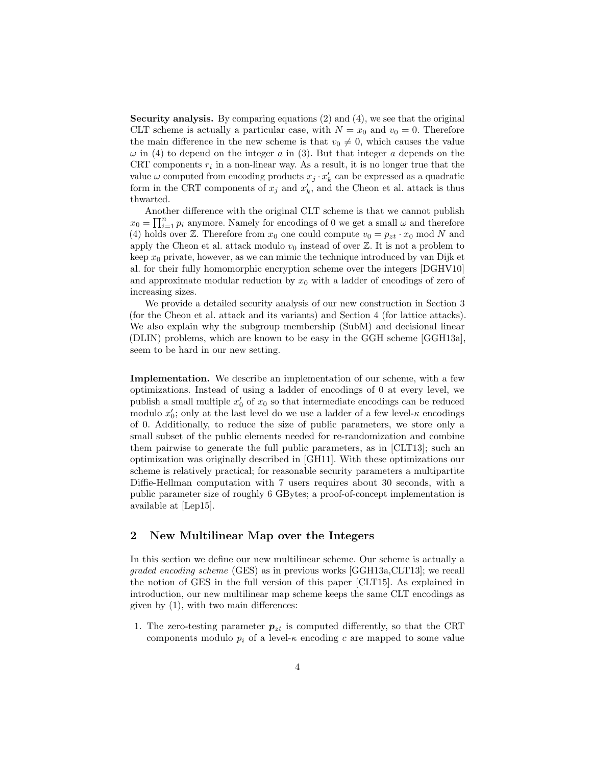**Security analysis.** By comparing equations (2) and (4), we see that the original CLT scheme is actually a particular case, with $N = x_0$ and $v_0 = 0$. Therefore the main difference in the new scheme is that $v_0 \neq 0$, which causes the value $\omega$ in (4) to depend on the integer $a$ in (3). But that integer $a$ depends on the CRT components $r_i$ in a non-linear way. As a result, it is no longer true that the value $\omega$ computed from encoding products $x_j \cdot x'_k$ can be expressed as a quadratic form in the CRT components of $x_j$ and $x'_k$, and the Cheon et al. attack is thus thwarted.

Another difference with the original CLT scheme is that we cannot publish $x_0 = \prod_{i=1}^{n} p_i$ anymore. Namely for encodings of 0 we get a small $\omega$ and therefore (4) holds over $\mathbb{Z}$. Therefore from $x_0$ one could compute $v_0 = p_{zt} \cdot x_0 \bmod N$ and apply the Cheon et al. attack modulo $v_0$ instead of over $\mathbb{Z}$. It is not a problem to keep $x_0$ private, however, as we can mimic the technique introduced by van Dijk et al. for their fully homomorphic encryption scheme over the integers [DGHV10] and approximate modular reduction by $x_0$ with a ladder of encodings of zero of increasing sizes.

We provide a detailed security analysis of our new construction in Section 3 (for the Cheon et al. attack and its variants) and Section 4 (for lattice attacks). We also explain why the subgroup membership (SubM) and decisional linear (DLIN) problems, which are known to be easy in the GGH scheme [GGH13a], seem to be hard in our new setting.

**Implementation.** We describe an implementation of our scheme, with a few optimizations. Instead of using a ladder of encodings of 0 at every level, we publish a small multiple $x'_0$ of $x_0$ so that intermediate encodings can be reduced modulo $x'_0$; only at the last level do we use a ladder of a few level-$\kappa$ encodings of 0. Additionally, to reduce the size of public parameters, we store only a small subset of the public elements needed for re-randomization and combine them pairwise to generate the full public parameters, as in [CLT13]; such an optimization was originally described in [GH11]. With these optimizations our scheme is relatively practical; for reasonable security parameters a multipartite Diffie-Hellman computation with 7 users requires about 30 seconds, with a public parameter size of roughly 6 GBytes; a proof-of-concept implementation is available at [Lep15].

## 2 New Multilinear Map over the Integers

In this section we define our new multilinear scheme. Our scheme is actually a *graded encoding scheme* (GES) as in previous works [GGH13a,CLT13]; we recall the notion of GES in the full version of this paper [CLT15]. As explained in introduction, our new multilinear map scheme keeps the same CLT encodings as given by (1), with two main differences:

1. The zero-testing parameter $\boldsymbol{p}_{zt}$ is computed differently, so that the CRT components modulo $p_i$ of a level-$\kappa$ encoding $c$ are mapped to some value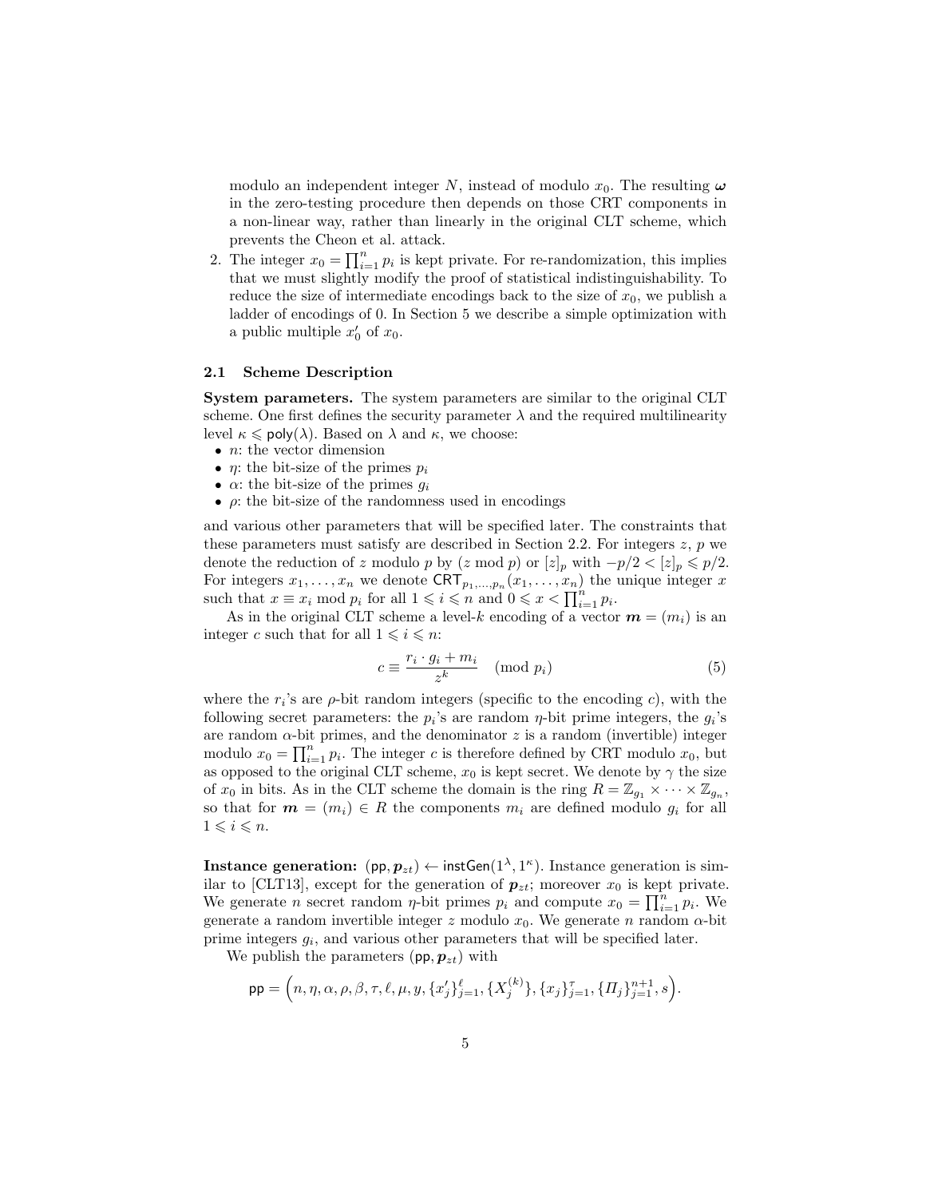modulo an independent integer $N$, instead of modulo $x_0$. The resulting $\boldsymbol{\omega}$ in the zero-testing procedure then depends on those CRT components in a non-linear way, rather than linearly in the original CLT scheme, which prevents the Cheon et al. attack.

2. The integer $x_0 = \prod_{i=1}^{n} p_i$ is kept private. For re-randomization, this implies that we must slightly modify the proof of statistical indistinguishability. To reduce the size of intermediate encodings back to the size of $x_0$, we publish a ladder of encodings of 0. In Section 5 we describe a simple optimization with a public multiple $x_0'$ of $x_0$.

### 2.1 Scheme Description

**System parameters.** The system parameters are similar to the original CLT scheme. One first defines the security parameter $\lambda$ and the required multilinearity level $\kappa \leqslant \mathsf{poly}(\lambda)$. Based on $\lambda$ and $\kappa$, we choose:

- $n$: the vector dimension
- $\eta$: the bit-size of the primes $p_i$
- $\alpha$: the bit-size of the primes $g_i$
- $\rho$: the bit-size of the randomness used in encodings

and various other parameters that will be specified later. The constraints that these parameters must satisfy are described in Section 2.2. For integers $z$, $p$ we denote the reduction of $z$ modulo $p$ by $(z \bmod p)$ or $[z]_p$ with $-p/2 < [z]_p \leqslant p/2$. For integers $x_1, \ldots, x_n$ we denote $\mathsf{CRT}_{p_1,\ldots,p_n}(x_1, \ldots, x_n)$ the unique integer $x$ such that $x \equiv x_i \bmod p_i$ for all $1 \leqslant i \leqslant n$ and $0 \leqslant x < \prod_{i=1}^{n} p_i$.

As in the original CLT scheme a level-$k$ encoding of a vector $\boldsymbol{m} = (m_i)$ is an integer $c$ such that for all $1 \leqslant i \leqslant n$:

$$c \equiv \frac{r_i \cdot g_i + m_i}{z^k} \pmod{p_i} \tag{5}$$

where the $r_i$'s are $\rho$-bit random integers (specific to the encoding $c$), with the following secret parameters: the $p_i$'s are random $\eta$-bit prime integers, the $g_i$'s are random $\alpha$-bit primes, and the denominator $z$ is a random (invertible) integer modulo $x_0 = \prod_{i=1}^{n} p_i$. The integer $c$ is therefore defined by CRT modulo $x_0$, but as opposed to the original CLT scheme, $x_0$ is kept secret. We denote by $\gamma$ the size of $x_0$ in bits. As in the CLT scheme the domain is the ring $R = \mathbb{Z}_{g_1} \times \cdots \times \mathbb{Z}_{g_n}$, so that for $\boldsymbol{m} = (m_i) \in R$ the components $m_i$ are defined modulo $g_i$ for all $1 \leqslant i \leqslant n$.

**Instance generation:** $(\mathsf{pp}, \boldsymbol{p}_{zt}) \leftarrow \mathsf{instGen}(1^\lambda, 1^\kappa)$. Instance generation is similar to [CLT13], except for the generation of $\boldsymbol{p}_{zt}$; moreover $x_0$ is kept private. We generate $n$ secret random $\eta$-bit primes $p_i$ and compute $x_0 = \prod_{i=1}^{n} p_i$. We generate a random invertible integer $z$ modulo $x_0$. We generate $n$ random $\alpha$-bit prime integers $g_i$, and various other parameters that will be specified later.

We publish the parameters $(\mathsf{pp}, \boldsymbol{p}_{zt})$ with

$$\mathsf{pp} = \Big(n, \eta, \alpha, \rho, \beta, \tau, \ell, \mu, y, \{x_j'\}_{j=1}^{\ell}, \{X_j^{(k)}\}, \{x_j\}_{j=1}^{\tau}, \{\Pi_j\}_{j=1}^{n+1}, s\Big).$$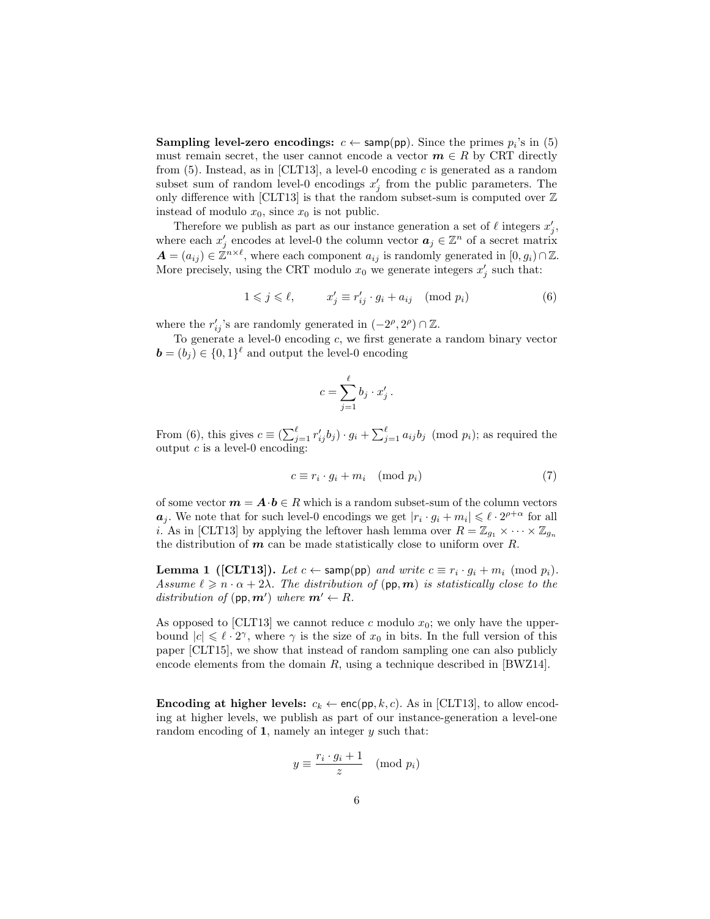**Sampling level-zero encodings:** $c \leftarrow \mathsf{samp}(\mathsf{pp})$. Since the primes $p_i$'s in (5) must remain secret, the user cannot encode a vector $\boldsymbol{m} \in R$ by CRT directly from (5). Instead, as in [CLT13], a level-0 encoding $c$ is generated as a random subset sum of random level-0 encodings $x'_j$ from the public parameters. The only difference with [CLT13] is that the random subset-sum is computed over $\mathbb{Z}$ instead of modulo $x_0$, since $x_0$ is not public.

Therefore we publish as part as our instance generation a set of $\ell$ integers $x'_j$, where each $x'_j$ encodes at level-0 the column vector $\boldsymbol{a}_j \in \mathbb{Z}^n$ of a secret matrix $\boldsymbol{A} = (a_{ij}) \in \mathbb{Z}^{n \times \ell}$, where each component $a_{ij}$ is randomly generated in $[0, g_i) \cap \mathbb{Z}$. More precisely, using the CRT modulo $x_0$ we generate integers $x'_j$ such that:

$$1 \leqslant j \leqslant \ell, \qquad x'_j \equiv r'_{ij} \cdot g_i + a_{ij} \pmod{p_i} \tag{6}$$

where the $r'_{ij}$'s are randomly generated in $(-2^\rho, 2^\rho) \cap \mathbb{Z}$.

To generate a level-0 encoding $c$, we first generate a random binary vector $\boldsymbol{b} = (b_j) \in \{0,1\}^\ell$ and output the level-0 encoding

$$c = \sum_{j=1}^{\ell} b_j \cdot x'_j \,.$$

From (6), this gives $c \equiv (\sum_{j=1}^{\ell} r'_{ij} b_j) \cdot g_i + \sum_{j=1}^{\ell} a_{ij} b_j \pmod{p_i}$; as required the output $c$ is a level-0 encoding:

$$c \equiv r_i \cdot g_i + m_i \pmod{p_i} \tag{7}$$

of some vector $\boldsymbol{m} = \boldsymbol{A} \cdot \boldsymbol{b} \in R$ which is a random subset-sum of the column vectors $\boldsymbol{a}_j$. We note that for such level-0 encodings we get $|r_i \cdot g_i + m_i| \leqslant \ell \cdot 2^{\rho+\alpha}$ for all $i$. As in [CLT13] by applying the leftover hash lemma over $R = \mathbb{Z}_{g_1} \times \cdots \times \mathbb{Z}_{g_n}$ the distribution of $\boldsymbol{m}$ can be made statistically close to uniform over $R$.

**Lemma 1 ([CLT13]).** *Let $c \leftarrow \mathsf{samp}(\mathsf{pp})$ and write $c \equiv r_i \cdot g_i + m_i \pmod{p_i}$. Assume $\ell \geqslant n \cdot \alpha + 2\lambda$. The distribution of $(\mathsf{pp}, \boldsymbol{m})$ is statistically close to the distribution of $(\mathsf{pp}, \boldsymbol{m}')$ where $\boldsymbol{m}' \leftarrow R$.*

As opposed to [CLT13] we cannot reduce $c$ modulo $x_0$; we only have the upper-bound $|c| \leqslant \ell \cdot 2^\gamma$, where $\gamma$ is the size of $x_0$ in bits. In the full version of this paper [CLT15], we show that instead of random sampling one can also publicly encode elements from the domain $R$, using a technique described in [BWZ14].

**Encoding at higher levels:** $c_k \leftarrow \mathsf{enc}(\mathsf{pp}, k, c)$. As in [CLT13], to allow encoding at higher levels, we publish as part of our instance-generation a level-one random encoding of $\mathbf{1}$, namely an integer $y$ such that:

$$y \equiv \frac{r_i \cdot g_i + 1}{z} \pmod{p_i}$$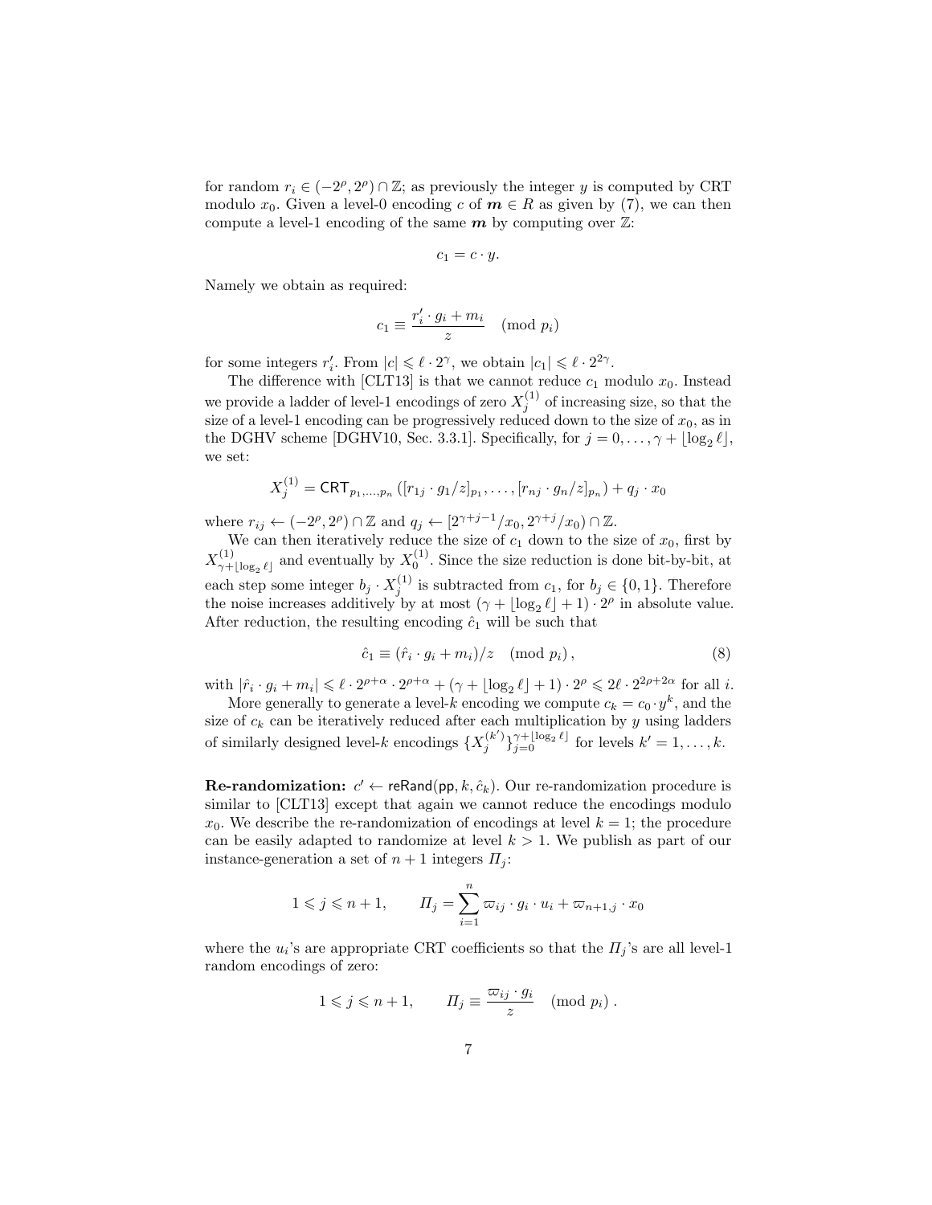for random $r_i \in (-2^\rho, 2^\rho) \cap \mathbb{Z}$; as previously the integer $y$ is computed by CRT modulo $x_0$. Given a level-0 encoding $c$ of $\boldsymbol{m} \in R$ as given by (7), we can then compute a level-1 encoding of the same $\boldsymbol{m}$ by computing over $\mathbb{Z}$:

$$c_1 = c \cdot y.$$

Namely we obtain as required:

$$c_1 \equiv \frac{r_i' \cdot g_i + m_i}{z} \pmod{p_i}$$

for some integers $r_i'$. From $|c| \leqslant \ell \cdot 2^\gamma$, we obtain $|c_1| \leqslant \ell \cdot 2^{2\gamma}$.

The difference with [CLT13] is that we cannot reduce $c_1$ modulo $x_0$. Instead we provide a ladder of level-1 encodings of zero $X_j^{(1)}$ of increasing size, so that the size of a level-1 encoding can be progressively reduced down to the size of $x_0$, as in the DGHV scheme [DGHV10, Sec. 3.3.1]. Specifically, for $j = 0, \ldots, \gamma + \lfloor \log_2 \ell \rfloor$, we set:

$$X_j^{(1)} = \mathsf{CRT}_{p_1,\ldots,p_n}\left([r_{1j} \cdot g_1/z]_{p_1}, \ldots, [r_{nj} \cdot g_n/z]_{p_n}\right) + q_j \cdot x_0$$

where $r_{ij} \leftarrow (-2^\rho, 2^\rho) \cap \mathbb{Z}$ and $q_j \leftarrow [2^{\gamma+j-1}/x_0, 2^{\gamma+j}/x_0) \cap \mathbb{Z}$.

We can then iteratively reduce the size of $c_1$ down to the size of $x_0$, first by $X^{(1)}_{\gamma+\lfloor \log_2 \ell \rfloor}$ and eventually by $X_0^{(1)}$. Since the size reduction is done bit-by-bit, at each step some integer $b_j \cdot X_j^{(1)}$ is subtracted from $c_1$, for $b_j \in \{0, 1\}$. Therefore the noise increases additively by at most $(\gamma + \lfloor \log_2 \ell \rfloor + 1) \cdot 2^\rho$ in absolute value. After reduction, the resulting encoding $\hat{c}_1$ will be such that

$$\hat{c}_1 \equiv (\hat{r}_i \cdot g_i + m_i)/z \pmod{p_i}, \tag{8}$$

with $|\hat{r}_i \cdot g_i + m_i| \leqslant \ell \cdot 2^{\rho+\alpha} \cdot 2^{\rho+\alpha} + (\gamma + \lfloor \log_2 \ell \rfloor + 1) \cdot 2^\rho \leqslant 2\ell \cdot 2^{2\rho+2\alpha}$ for all $i$.

More generally to generate a level-$k$ encoding we compute $c_k = c_0 \cdot y^k$, and the size of $c_k$ can be iteratively reduced after each multiplication by $y$ using ladders of similarly designed level-$k$ encodings $\{X_j^{(k')}\}_{j=0}^{\gamma+\lfloor \log_2 \ell \rfloor}$ for levels $k' = 1, \ldots, k$.

**Re-randomization:** $c' \leftarrow \mathsf{reRand}(\mathsf{pp}, k, \hat{c}_k)$. Our re-randomization procedure is similar to [CLT13] except that again we cannot reduce the encodings modulo $x_0$. We describe the re-randomization of encodings at level $k = 1$; the procedure can be easily adapted to randomize at level $k > 1$. We publish as part of our instance-generation a set of $n + 1$ integers $\Pi_j$:

$$1 \leqslant j \leqslant n+1, \qquad \Pi_j = \sum_{i=1}^{n} \varpi_{ij} \cdot g_i \cdot u_i + \varpi_{n+1,j} \cdot x_0$$

where the $u_i$'s are appropriate CRT coefficients so that the $\Pi_j$'s are all level-1 random encodings of zero:

$$1 \leqslant j \leqslant n+1, \qquad \Pi_j \equiv \frac{\varpi_{ij} \cdot g_i}{z} \pmod{p_i}.$$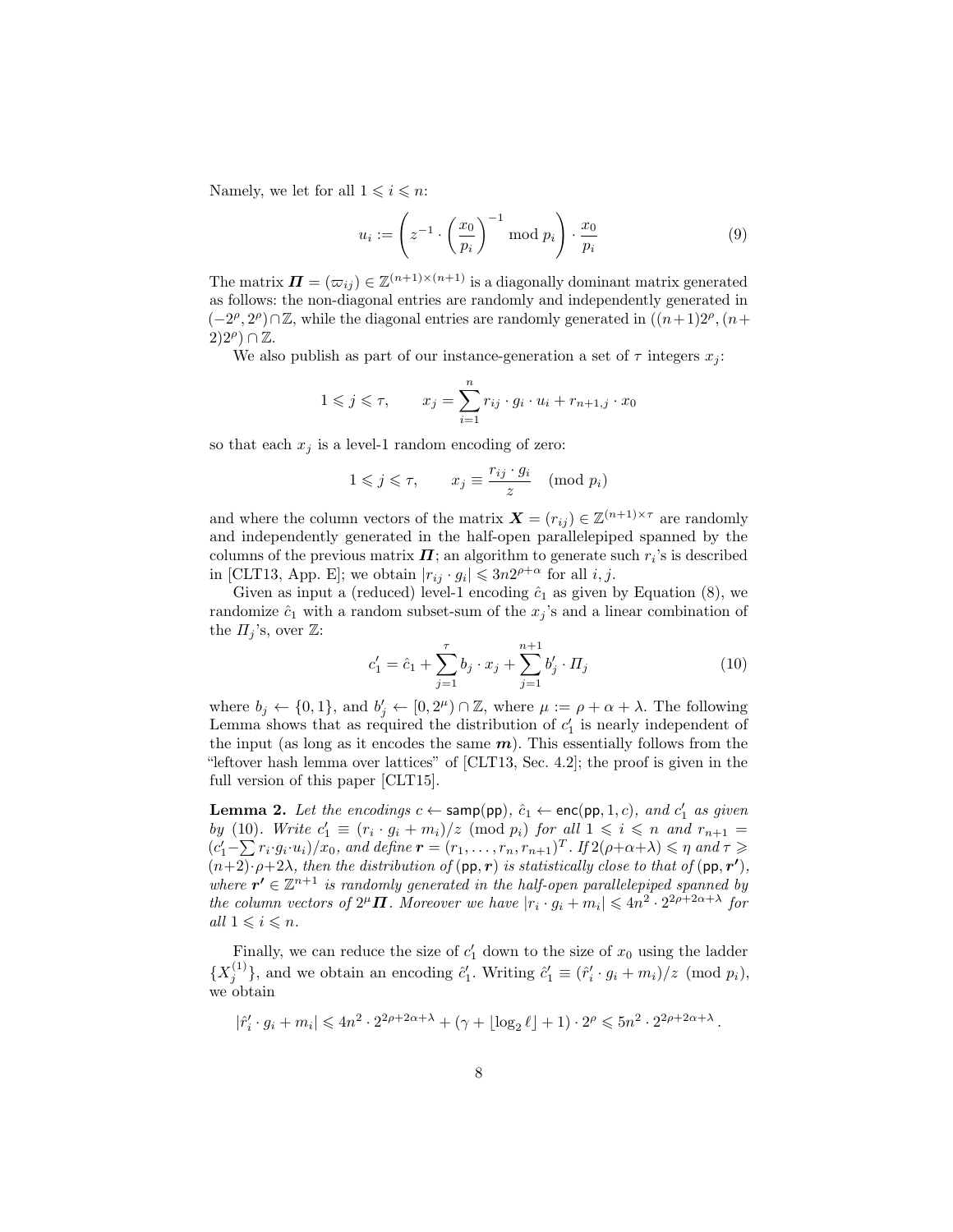Namely, we let for all $1 \leqslant i \leqslant n$:

$$u_i := \left( z^{-1} \cdot \left( \frac{x_0}{p_i} \right)^{-1} \bmod p_i \right) \cdot \frac{x_0}{p_i} \tag{9}$$

The matrix $\boldsymbol{\Pi} = (\varpi_{ij}) \in \mathbb{Z}^{(n+1)\times(n+1)}$ is a diagonally dominant matrix generated as follows: the non-diagonal entries are randomly and independently generated in $(-2^\rho, 2^\rho) \cap \mathbb{Z}$, while the diagonal entries are randomly generated in $((n+1)2^\rho, (n+2)2^\rho) \cap \mathbb{Z}$.

We also publish as part of our instance-generation a set of $\tau$ integers $x_j$:

$$1 \leqslant j \leqslant \tau, \qquad x_j = \sum_{i=1}^{n} r_{ij} \cdot g_i \cdot u_i + r_{n+1,j} \cdot x_0$$

so that each $x_j$ is a level-1 random encoding of zero:

$$1 \leqslant j \leqslant \tau, \qquad x_j \equiv \frac{r_{ij} \cdot g_i}{z} \pmod{p_i}$$

and where the column vectors of the matrix $\boldsymbol{X} = (r_{ij}) \in \mathbb{Z}^{(n+1)\times\tau}$ are randomly and independently generated in the half-open parallelepiped spanned by the columns of the previous matrix $\boldsymbol{\Pi}$; an algorithm to generate such $r_i$'s is described in [CLT13, App. E]; we obtain $|r_{ij} \cdot g_i| \leqslant 3n2^{\rho+\alpha}$ for all $i, j$.

Given as input a (reduced) level-1 encoding $\hat{c}_1$ as given by Equation (8), we randomize $\hat{c}_1$ with a random subset-sum of the $x_j$'s and a linear combination of the $\Pi_j$'s, over $\mathbb{Z}$:

$$c_1' = \hat{c}_1 + \sum_{j=1}^{\tau} b_j \cdot x_j + \sum_{j=1}^{n+1} b_j' \cdot \Pi_j \tag{10}$$

where $b_j \leftarrow \{0, 1\}$, and $b_j' \leftarrow [0, 2^\mu) \cap \mathbb{Z}$, where $\mu := \rho + \alpha + \lambda$. The following Lemma shows that as required the distribution of $c_1'$ is nearly independent of the input (as long as it encodes the same $\boldsymbol{m}$). This essentially follows from the "leftover hash lemma over lattices" of [CLT13, Sec. 4.2]; the proof is given in the full version of this paper [CLT15].

**Lemma 2.** *Let the encodings $c \leftarrow \mathsf{samp}(\mathsf{pp})$, $\hat{c}_1 \leftarrow \mathsf{enc}(\mathsf{pp}, 1, c)$, and $c_1'$ as given by (10). Write $c_1' \equiv (r_i \cdot g_i + m_i)/z \pmod{p_i}$ for all $1 \leqslant i \leqslant n$ and $r_{n+1} = (c_1' - \sum r_i \cdot g_i \cdot u_i)/x_0$, and define $\boldsymbol{r} = (r_1, \ldots, r_n, r_{n+1})^T$. If $2(\rho+\alpha+\lambda) \leqslant \eta$ and $\tau \geqslant (n+2)\cdot\rho + 2\lambda$, then the distribution of $(\mathsf{pp}, \boldsymbol{r})$ is statistically close to that of $(\mathsf{pp}, \boldsymbol{r'})$, where $\boldsymbol{r'} \in \mathbb{Z}^{n+1}$ is randomly generated in the half-open parallelepiped spanned by the column vectors of $2^\mu \boldsymbol{\Pi}$. Moreover we have $|r_i \cdot g_i + m_i| \leqslant 4n^2 \cdot 2^{2\rho+2\alpha+\lambda}$ for all $1 \leqslant i \leqslant n$.*

Finally, we can reduce the size of $c_1'$ down to the size of $x_0$ using the ladder $\{X_j^{(1)}\}$, and we obtain an encoding $\hat{c}_1'$. Writing $\hat{c}_1' \equiv (\hat{r}_i' \cdot g_i + m_i)/z \pmod{p_i}$, we obtain

$$|\hat{r}_i' \cdot g_i + m_i| \leqslant 4n^2 \cdot 2^{2\rho+2\alpha+\lambda} + (\gamma + \lfloor \log_2 \ell \rfloor + 1) \cdot 2^\rho \leqslant 5n^2 \cdot 2^{2\rho+2\alpha+\lambda}.$$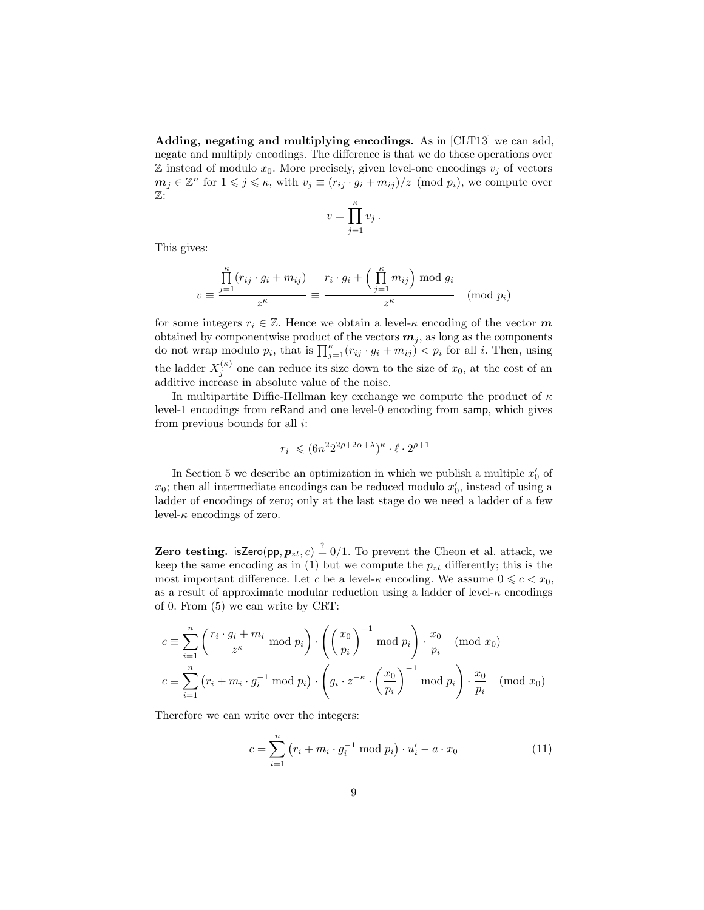**Adding, negating and multiplying encodings.** As in [CLT13] we can add, negate and multiply encodings. The difference is that we do those operations over $\mathbb{Z}$ instead of modulo $x_0$. More precisely, given level-one encodings $v_j$ of vectors $\boldsymbol{m}_j \in \mathbb{Z}^n$ for $1 \leqslant j \leqslant \kappa$, with $v_j \equiv (r_{ij} \cdot g_i + m_{ij})/z \pmod{p_i}$, we compute over $\mathbb{Z}$:

$$v = \prod_{j=1}^{\kappa} v_j \,.$$

This gives:

$$v \equiv \frac{\prod_{j=1}^{\kappa} (r_{ij} \cdot g_i + m_{ij})}{z^\kappa} \equiv \frac{r_i \cdot g_i + \left( \prod_{j=1}^{\kappa} m_{ij} \right) \bmod g_i}{z^\kappa} \pmod{p_i}$$

for some integers $r_i \in \mathbb{Z}$. Hence we obtain a level-$\kappa$ encoding of the vector $\boldsymbol{m}$ obtained by componentwise product of the vectors $\boldsymbol{m}_j$, as long as the components do not wrap modulo $p_i$, that is $\prod_{j=1}^{\kappa}(r_{ij} \cdot g_i + m_{ij}) < p_i$ for all $i$. Then, using the ladder $X_j^{(\kappa)}$ one can reduce its size down to the size of $x_0$, at the cost of an additive increase in absolute value of the noise.

In multipartite Diffie-Hellman key exchange we compute the product of $\kappa$ level-1 encodings from $\mathsf{reRand}$ and one level-0 encoding from $\mathsf{samp}$, which gives from previous bounds for all $i$:

$$|r_i| \leqslant (6n^2 2^{2\rho+2\alpha+\lambda})^\kappa \cdot \ell \cdot 2^{\rho+1}$$

In Section 5 we describe an optimization in which we publish a multiple $x_0'$ of $x_0$; then all intermediate encodings can be reduced modulo $x_0'$, instead of using a ladder of encodings of zero; only at the last stage do we need a ladder of a few level-$\kappa$ encodings of zero.

**Zero testing.** $\mathsf{isZero}(\mathsf{pp}, \boldsymbol{p}_{zt}, c) \stackrel{?}{=} 0/1$. To prevent the Cheon et al. attack, we keep the same encoding as in (1) but we compute the $p_{zt}$ differently; this is the most important difference. Let $c$ be a level-$\kappa$ encoding. We assume $0 \leqslant c < x_0$, as a result of approximate modular reduction using a ladder of level-$\kappa$ encodings of 0. From (5) we can write by CRT:

$$c \equiv \sum_{i=1}^{n} \left( \frac{r_i \cdot g_i + m_i}{z^\kappa} \bmod p_i \right) \cdot \left( \left( \frac{x_0}{p_i} \right)^{-1} \bmod p_i \right) \cdot \frac{x_0}{p_i} \pmod{x_0}$$

$$c \equiv \sum_{i=1}^{n} \left( r_i + m_i \cdot g_i^{-1} \bmod p_i \right) \cdot \left( g_i \cdot z^{-\kappa} \cdot \left( \frac{x_0}{p_i} \right)^{-1} \bmod p_i \right) \cdot \frac{x_0}{p_i} \pmod{x_0}$$

Therefore we can write over the integers:

$$c = \sum_{i=1}^{n} \left( r_i + m_i \cdot g_i^{-1} \bmod p_i \right) \cdot u_i' - a \cdot x_0 \tag{11}$$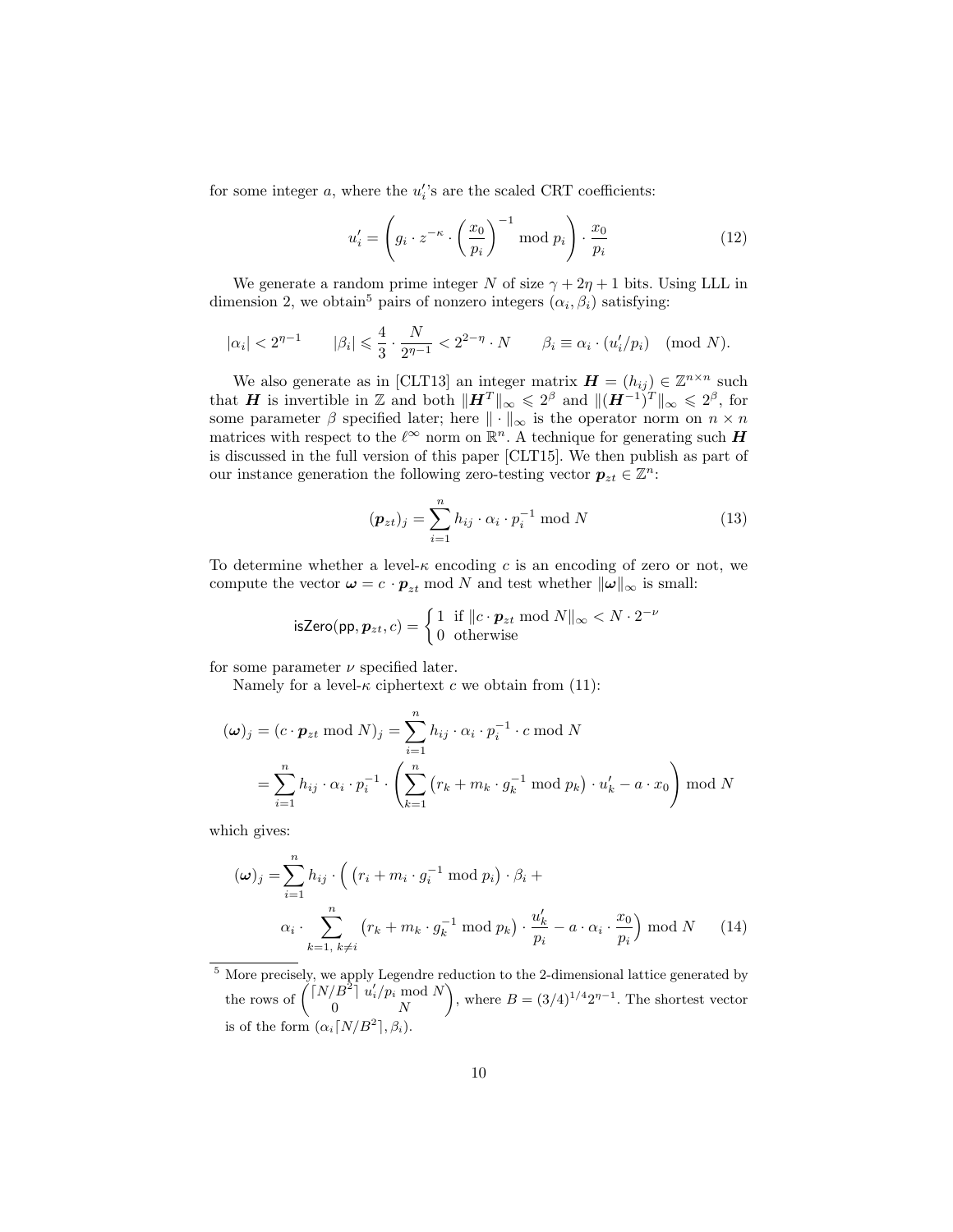for some integer $a$, where the $u'_i$'s are the scaled CRT coefficients:

$$u'_i = \left( g_i \cdot z^{-\kappa} \cdot \left( \frac{x_0}{p_i} \right)^{-1} \bmod p_i \right) \cdot \frac{x_0}{p_i} \tag{12}$$

We generate a random prime integer $N$ of size $\gamma + 2\eta + 1$ bits. Using LLL in dimension 2, we obtain[5] pairs of nonzero integers $(\alpha_i, \beta_i)$ satisfying:

$$|\alpha_i| < 2^{\eta-1} \qquad |\beta_i| \leqslant \frac{4}{3} \cdot \frac{N}{2^{\eta-1}} < 2^{2-\eta} \cdot N \qquad \beta_i \equiv \alpha_i \cdot (u'_i/p_i) \pmod N.$$

We also generate as in [CLT13] an integer matrix $\boldsymbol{H} = (h_{ij}) \in \mathbb{Z}^{n \times n}$ such that $\boldsymbol{H}$ is invertible in $\mathbb{Z}$ and both $\|\boldsymbol{H}^T\|_\infty \leqslant 2^\beta$ and $\|(\boldsymbol{H}^{-1})^T\|_\infty \leqslant 2^\beta$, for some parameter $\beta$ specified later; here $\|\cdot\|_\infty$ is the operator norm on $n \times n$ matrices with respect to the $\ell^\infty$ norm on $\mathbb{R}^n$. A technique for generating such $\boldsymbol{H}$ is discussed in the full version of this paper [CLT15]. We then publish as part of our instance generation the following zero-testing vector $\boldsymbol{p}_{zt} \in \mathbb{Z}^n$:

$$(\boldsymbol{p}_{zt})_j = \sum_{i=1}^{n} h_{ij} \cdot \alpha_i \cdot p_i^{-1} \bmod N \tag{13}$$

To determine whether a level-$\kappa$ encoding $c$ is an encoding of zero or not, we compute the vector $\boldsymbol{\omega} = c \cdot \boldsymbol{p}_{zt} \bmod N$ and test whether $\|\boldsymbol{\omega}\|_\infty$ is small:

$$\mathsf{isZero}(\mathsf{pp}, \boldsymbol{p}_{zt}, c) = \begin{cases} 1 & \text{if } \|c \cdot \boldsymbol{p}_{zt} \bmod N\|_\infty < N \cdot 2^{-\nu} \\ 0 & \text{otherwise} \end{cases}$$

for some parameter $\nu$ specified later.

Namely for a level-$\kappa$ ciphertext $c$ we obtain from (11):

$$\begin{aligned}
(\boldsymbol{\omega})_j = (c \cdot \boldsymbol{p}_{zt} \bmod N)_j &= \sum_{i=1}^{n} h_{ij} \cdot \alpha_i \cdot p_i^{-1} \cdot c \bmod N \\
&= \sum_{i=1}^{n} h_{ij} \cdot \alpha_i \cdot p_i^{-1} \cdot \left( \sum_{k=1}^{n} \left( r_k + m_k \cdot g_k^{-1} \bmod p_k \right) \cdot u'_k - a \cdot x_0 \right) \bmod N
\end{aligned}$$

which gives:

$$\begin{aligned}
(\boldsymbol{\omega})_j = &\sum_{i=1}^{n} h_{ij} \cdot \Big( \left( r_i + m_i \cdot g_i^{-1} \bmod p_i \right) \cdot \beta_i + \\
&\alpha_i \cdot \sum_{k=1,\, k \neq i}^{n} \left( r_k + m_k \cdot g_k^{-1} \bmod p_k \right) \cdot \frac{u'_k}{p_i} - a \cdot \alpha_i \cdot \frac{x_0}{p_i} \Big) \bmod N
\end{aligned} \tag{14}$$

[5] More precisely, we apply Legendre reduction to the 2-dimensional lattice generated by the rows of $\begin{pmatrix} \lceil N/B^2 \rceil & u'_i/p_i \bmod N \\ 0 & N \end{pmatrix}$, where $B = (3/4)^{1/4} 2^{\eta-1}$. The shortest vector is of the form $(\alpha_i \lceil N/B^2 \rceil, \beta_i)$.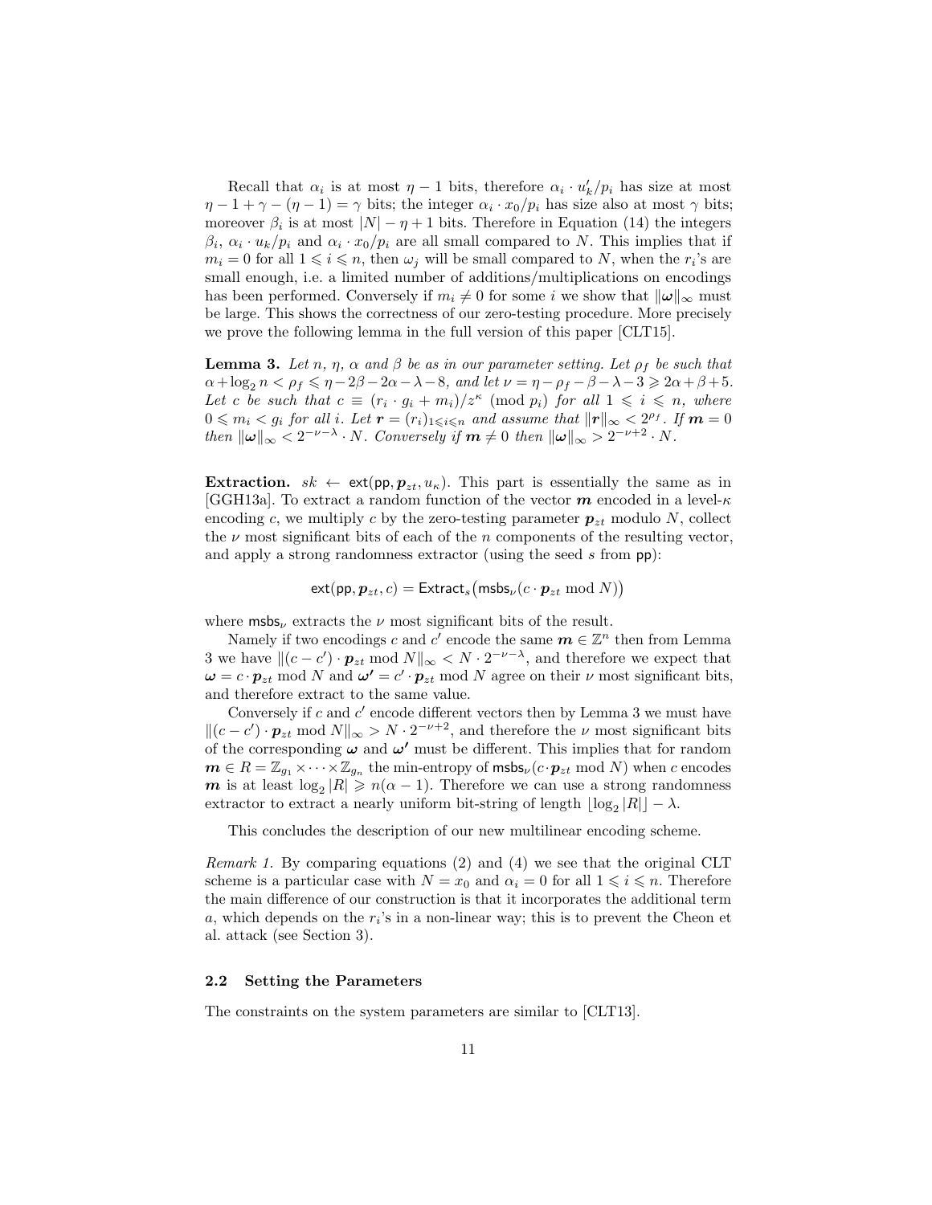Recall that $\alpha_i$ is at most $\eta - 1$ bits, therefore $\alpha_i \cdot u'_k/p_i$ has size at most $\eta - 1 + \gamma - (\eta - 1) = \gamma$ bits; the integer $\alpha_i \cdot x_0/p_i$ has size also at most $\gamma$ bits; moreover $\beta_i$ is at most $|N| - \eta + 1$ bits. Therefore in Equation (14) the integers $\beta_i$, $\alpha_i \cdot u_k/p_i$ and $\alpha_i \cdot x_0/p_i$ are all small compared to $N$. This implies that if $m_i = 0$ for all $1 \leqslant i \leqslant n$, then $\omega_j$ will be small compared to $N$, when the $r_i$'s are small enough, i.e. a limited number of additions/multiplications on encodings has been performed. Conversely if $m_i \neq 0$ for some $i$ we show that $\|\boldsymbol{\omega}\|_\infty$ must be large. This shows the correctness of our zero-testing procedure. More precisely we prove the following lemma in the full version of this paper [CLT15].

**Lemma 3.** *Let $n$, $\eta$, $\alpha$ and $\beta$ be as in our parameter setting. Let $\rho_f$ be such that $\alpha + \log_2 n < \rho_f \leqslant \eta - 2\beta - 2\alpha - \lambda - 8$, and let $\nu = \eta - \rho_f - \beta - \lambda - 3 \geqslant 2\alpha + \beta + 5$. Let $c$ be such that $c \equiv (r_i \cdot g_i + m_i)/z^\kappa \pmod{p_i}$ for all $1 \leqslant i \leqslant n$, where $0 \leqslant m_i < g_i$ for all $i$. Let $\boldsymbol{r} = (r_i)_{1 \leqslant i \leqslant n}$ and assume that $\|\boldsymbol{r}\|_\infty < 2^{\rho_f}$. If $\boldsymbol{m} = 0$ then $\|\boldsymbol{\omega}\|_\infty < 2^{-\nu-\lambda} \cdot N$. Conversely if $\boldsymbol{m} \neq 0$ then $\|\boldsymbol{\omega}\|_\infty > 2^{-\nu+2} \cdot N$.*

**Extraction.** $sk \leftarrow \mathsf{ext}(\mathsf{pp}, \boldsymbol{p}_{zt}, u_\kappa)$. This part is essentially the same as in [GGH13a]. To extract a random function of the vector $\boldsymbol{m}$ encoded in a level-$\kappa$ encoding $c$, we multiply $c$ by the zero-testing parameter $\boldsymbol{p}_{zt}$ modulo $N$, collect the $\nu$ most significant bits of each of the $n$ components of the resulting vector, and apply a strong randomness extractor (using the seed $s$ from $\mathsf{pp}$):

$$\mathsf{ext}(\mathsf{pp}, \boldsymbol{p}_{zt}, c) = \mathsf{Extract}_s\big(\mathsf{msbs}_\nu(c \cdot \boldsymbol{p}_{zt} \bmod N)\big)$$

where $\mathsf{msbs}_\nu$ extracts the $\nu$ most significant bits of the result.

Namely if two encodings $c$ and $c'$ encode the same $\boldsymbol{m} \in \mathbb{Z}^n$ then from Lemma 3 we have $\|(c - c') \cdot \boldsymbol{p}_{zt} \bmod N\|_\infty < N \cdot 2^{-\nu-\lambda}$, and therefore we expect that $\boldsymbol{\omega} = c \cdot \boldsymbol{p}_{zt} \bmod N$ and $\boldsymbol{\omega'} = c' \cdot \boldsymbol{p}_{zt} \bmod N$ agree on their $\nu$ most significant bits, and therefore extract to the same value.

Conversely if $c$ and $c'$ encode different vectors then by Lemma 3 we must have $\|(c - c') \cdot \boldsymbol{p}_{zt} \bmod N\|_\infty > N \cdot 2^{-\nu+2}$, and therefore the $\nu$ most significant bits of the corresponding $\boldsymbol{\omega}$ and $\boldsymbol{\omega'}$ must be different. This implies that for random $\boldsymbol{m} \in R = \mathbb{Z}_{g_1} \times \cdots \times \mathbb{Z}_{g_n}$ the min-entropy of $\mathsf{msbs}_\nu(c \cdot \boldsymbol{p}_{zt} \bmod N)$ when $c$ encodes $\boldsymbol{m}$ is at least $\log_2 |R| \geqslant n(\alpha - 1)$. Therefore we can use a strong randomness extractor to extract a nearly uniform bit-string of length $\lfloor \log_2 |R| \rfloor - \lambda$.

This concludes the description of our new multilinear encoding scheme.

*Remark 1.* By comparing equations (2) and (4) we see that the original CLT scheme is a particular case with $N = x_0$ and $\alpha_i = 0$ for all $1 \leqslant i \leqslant n$. Therefore the main difference of our construction is that it incorporates the additional term $a$, which depends on the $r_i$'s in a non-linear way; this is to prevent the Cheon et al. attack (see Section 3).

### 2.2 Setting the Parameters

The constraints on the system parameters are similar to [CLT13].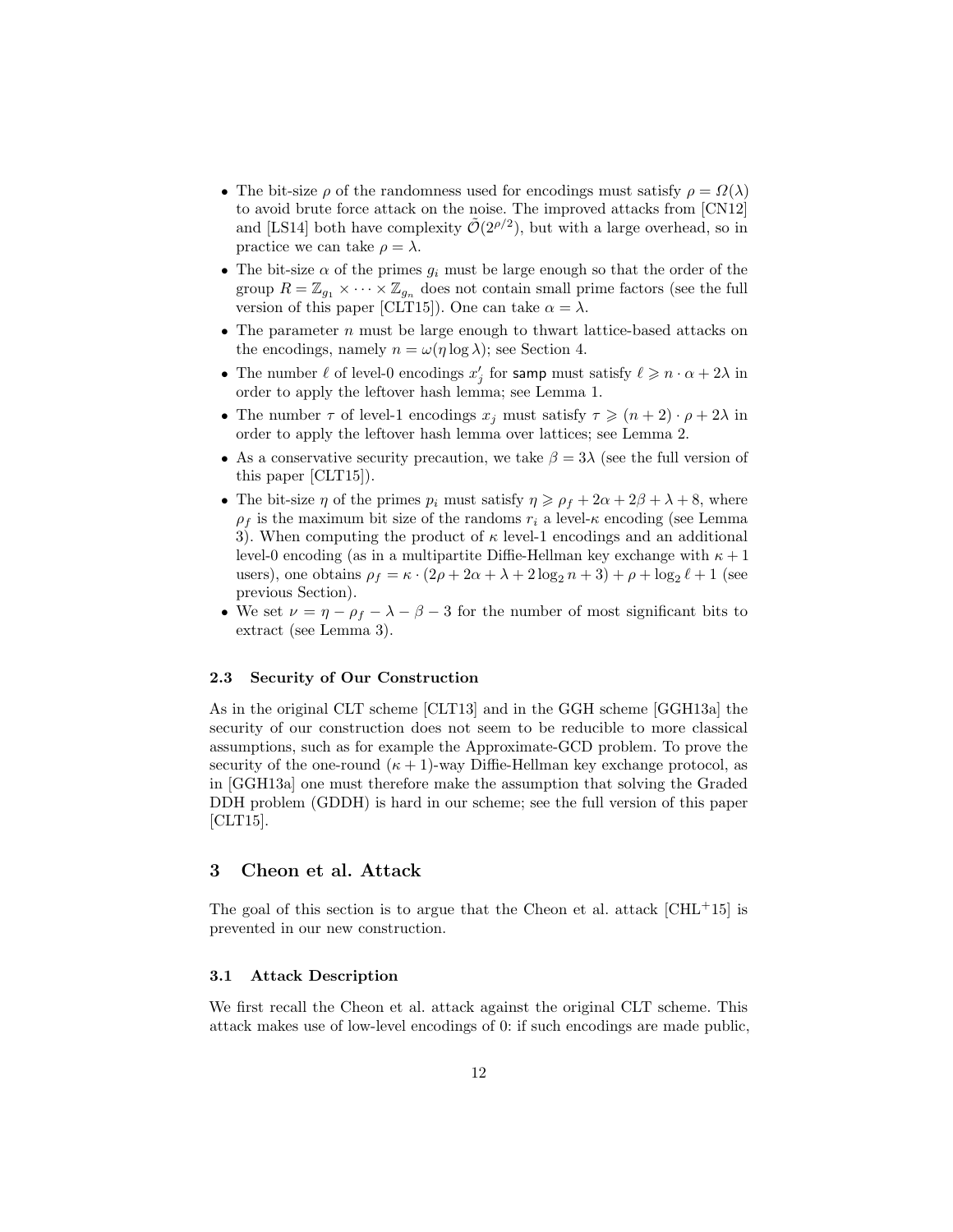- The bit-size $\rho$ of the randomness used for encodings must satisfy $\rho = \Omega(\lambda)$ to avoid brute force attack on the noise. The improved attacks from [CN12] and [LS14] both have complexity $\tilde{\mathcal{O}}(2^{\rho/2})$, but with a large overhead, so in practice we can take $\rho = \lambda$.
- The bit-size $\alpha$ of the primes $g_i$ must be large enough so that the order of the group $R = \mathbb{Z}_{g_1} \times \cdots \times \mathbb{Z}_{g_n}$ does not contain small prime factors (see the full version of this paper [CLT15]). One can take $\alpha = \lambda$.
- The parameter $n$ must be large enough to thwart lattice-based attacks on the encodings, namely $n = \omega(\eta \log \lambda)$; see Section 4.
- The number $\ell$ of level-0 encodings $x'_j$ for samp must satisfy $\ell \geqslant n \cdot \alpha + 2\lambda$ in order to apply the leftover hash lemma; see Lemma 1.
- The number $\tau$ of level-1 encodings $x_j$ must satisfy $\tau \geqslant (n+2) \cdot \rho + 2\lambda$ in order to apply the leftover hash lemma over lattices; see Lemma 2.
- As a conservative security precaution, we take $\beta = 3\lambda$ (see the full version of this paper [CLT15]).
- The bit-size $\eta$ of the primes $p_i$ must satisfy $\eta \geqslant \rho_f + 2\alpha + 2\beta + \lambda + 8$, where $\rho_f$ is the maximum bit size of the randoms $r_i$ a level-$\kappa$ encoding (see Lemma 3). When computing the product of $\kappa$ level-1 encodings and an additional level-0 encoding (as in a multipartite Diffie-Hellman key exchange with $\kappa + 1$ users), one obtains $\rho_f = \kappa \cdot (2\rho + 2\alpha + \lambda + 2\log_2 n + 3) + \rho + \log_2 \ell + 1$ (see previous Section).
- We set $\nu = \eta - \rho_f - \lambda - \beta - 3$ for the number of most significant bits to extract (see Lemma 3).

### 2.3 Security of Our Construction

As in the original CLT scheme [CLT13] and in the GGH scheme [GGH13a] the security of our construction does not seem to be reducible to more classical assumptions, such as for example the Approximate-GCD problem. To prove the security of the one-round $(\kappa+1)$-way Diffie-Hellman key exchange protocol, as in [GGH13a] one must therefore make the assumption that solving the Graded DDH problem (GDDH) is hard in our scheme; see the full version of this paper [CLT15].

## 3 Cheon et al. Attack

The goal of this section is to argue that the Cheon et al. attack [CHL+15] is prevented in our new construction.

### 3.1 Attack Description

We first recall the Cheon et al. attack against the original CLT scheme. This attack makes use of low-level encodings of 0: if such encodings are made public,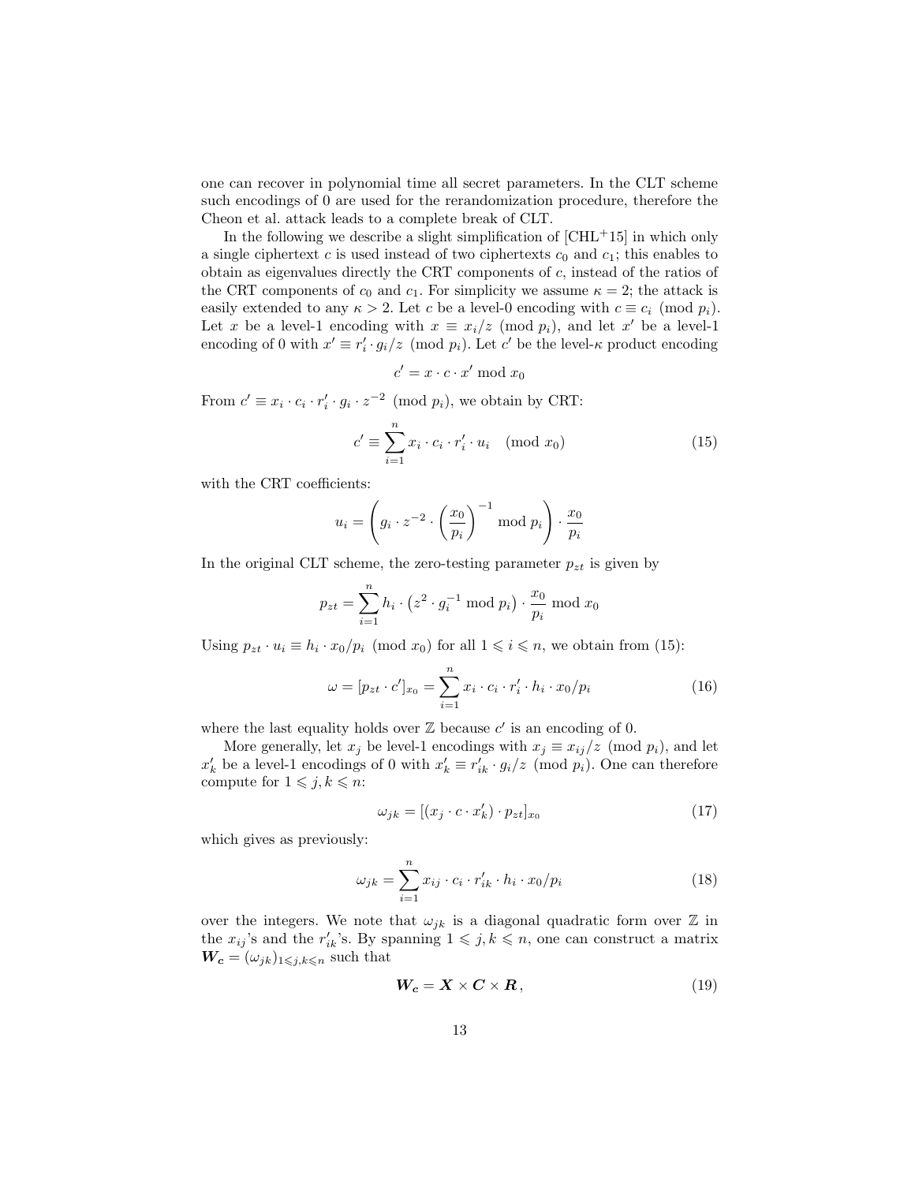one can recover in polynomial time all secret parameters. In the CLT scheme such encodings of 0 are used for the rerandomization procedure, therefore the Cheon et al. attack leads to a complete break of CLT.

In the following we describe a slight simplification of [CHL+15] in which only a single ciphertext $c$ is used instead of two ciphertexts $c_0$ and $c_1$; this enables to obtain as eigenvalues directly the CRT components of $c$, instead of the ratios of the CRT components of $c_0$ and $c_1$. For simplicity we assume $\kappa = 2$; the attack is easily extended to any $\kappa > 2$. Let $c$ be a level-0 encoding with $c \equiv c_i \pmod{p_i}$. Let $x$ be a level-1 encoding with $x \equiv x_i/z \pmod{p_i}$, and let $x'$ be a level-1 encoding of 0 with $x' \equiv r'_i \cdot g_i/z \pmod{p_i}$. Let $c'$ be the level-$\kappa$ product encoding

$$c' = x \cdot c \cdot x' \bmod x_0$$

From $c' \equiv x_i \cdot c_i \cdot r'_i \cdot g_i \cdot z^{-2} \pmod{p_i}$, we obtain by CRT:

$$c' \equiv \sum_{i=1}^{n} x_i \cdot c_i \cdot r'_i \cdot u_i \pmod{x_0} \tag{15}$$

with the CRT coefficients:

$$u_i = \left( g_i \cdot z^{-2} \cdot \left(\frac{x_0}{p_i}\right)^{-1} \bmod p_i \right) \cdot \frac{x_0}{p_i}$$

In the original CLT scheme, the zero-testing parameter $p_{zt}$ is given by

$$p_{zt} = \sum_{i=1}^{n} h_i \cdot \left(z^2 \cdot g_i^{-1} \bmod p_i\right) \cdot \frac{x_0}{p_i} \bmod x_0$$

Using $p_{zt} \cdot u_i \equiv h_i \cdot x_0/p_i \pmod{x_0}$ for all $1 \leqslant i \leqslant n$, we obtain from (15):

$$\omega = [p_{zt} \cdot c']_{x_0} = \sum_{i=1}^{n} x_i \cdot c_i \cdot r'_i \cdot h_i \cdot x_0/p_i \tag{16}$$

where the last equality holds over $\mathbb{Z}$ because $c'$ is an encoding of 0.

More generally, let $x_j$ be level-1 encodings with $x_j \equiv x_{ij}/z \pmod{p_i}$, and let $x'_k$ be a level-1 encodings of 0 with $x'_k \equiv r'_{ik} \cdot g_i/z \pmod{p_i}$. One can therefore compute for $1 \leqslant j, k \leqslant n$:

$$\omega_{jk} = [(x_j \cdot c \cdot x'_k) \cdot p_{zt}]_{x_0} \tag{17}$$

which gives as previously:

$$\omega_{jk} = \sum_{i=1}^{n} x_{ij} \cdot c_i \cdot r'_{ik} \cdot h_i \cdot x_0/p_i \tag{18}$$

over the integers. We note that $\omega_{jk}$ is a diagonal quadratic form over $\mathbb{Z}$ in the $x_{ij}$'s and the $r'_{ik}$'s. By spanning $1 \leqslant j, k \leqslant n$, one can construct a matrix $\boldsymbol{W_c} = (\omega_{jk})_{1 \leqslant j,k \leqslant n}$ such that

$$\boldsymbol{W_c} = \boldsymbol{X} \times \boldsymbol{C} \times \boldsymbol{R}\,, \tag{19}$$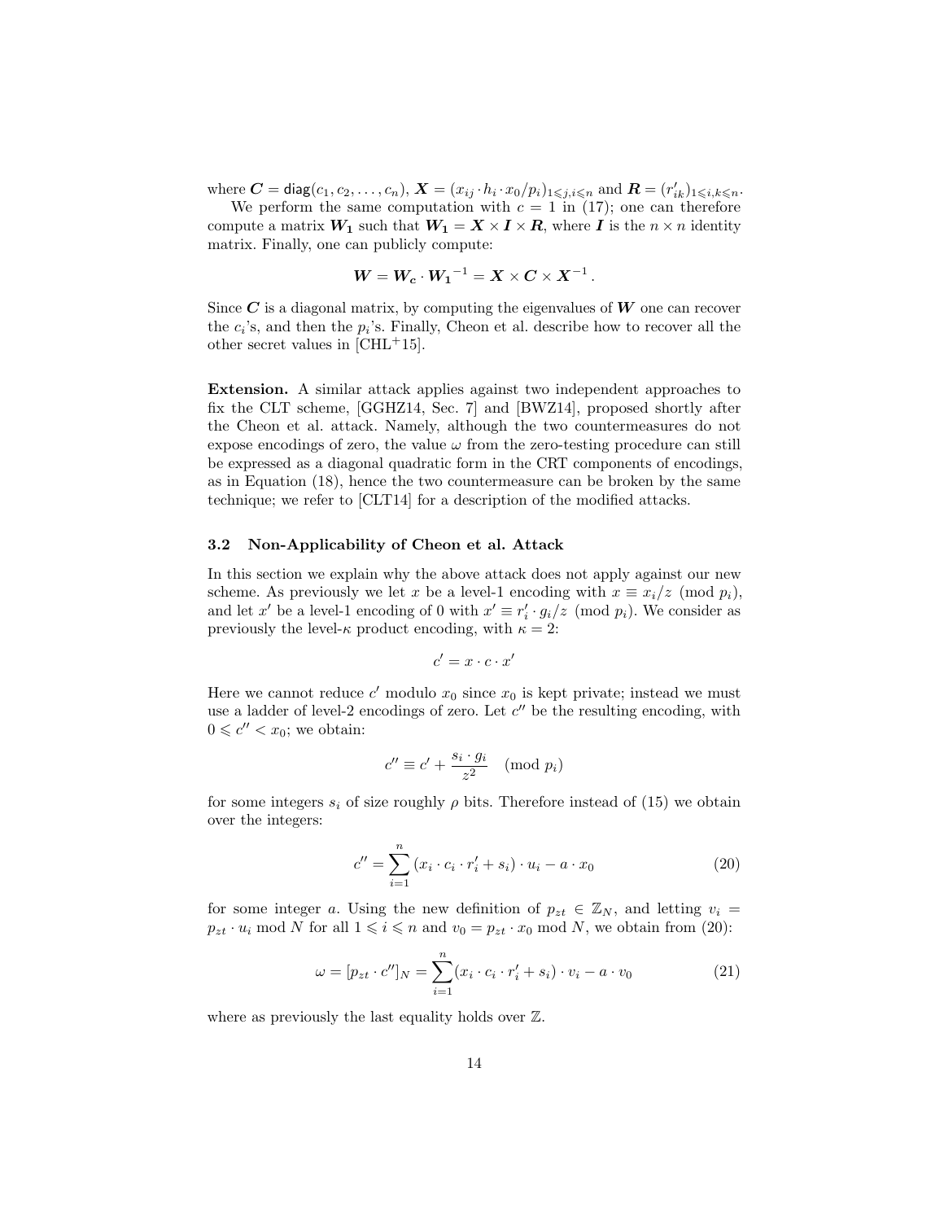where $\boldsymbol{C} = \mathsf{diag}(c_1, c_2, \ldots, c_n)$, $\boldsymbol{X} = (x_{ij} \cdot h_i \cdot x_0/p_i)_{1 \leqslant j,i \leqslant n}$ and $\boldsymbol{R} = (r'_{ik})_{1 \leqslant i,k \leqslant n}$.

We perform the same computation with $c = 1$ in (17); one can therefore compute a matrix $\boldsymbol{W_1}$ such that $\boldsymbol{W_1} = \boldsymbol{X} \times \boldsymbol{I} \times \boldsymbol{R}$, where $\boldsymbol{I}$ is the $n \times n$ identity matrix. Finally, one can publicly compute:

$$\boldsymbol{W} = \boldsymbol{W_c} \cdot \boldsymbol{W_1}^{-1} = \boldsymbol{X} \times \boldsymbol{C} \times \boldsymbol{X}^{-1} \,.$$

Since $\boldsymbol{C}$ is a diagonal matrix, by computing the eigenvalues of $\boldsymbol{W}$ one can recover the $c_i$'s, and then the $p_i$'s. Finally, Cheon et al. describe how to recover all the other secret values in [CHL+15].

**Extension.** A similar attack applies against two independent approaches to fix the CLT scheme, [GGHZ14, Sec. 7] and [BWZ14], proposed shortly after the Cheon et al. attack. Namely, although the two countermeasures do not expose encodings of zero, the value $\omega$ from the zero-testing procedure can still be expressed as a diagonal quadratic form in the CRT components of encodings, as in Equation (18), hence the two countermeasure can be broken by the same technique; we refer to [CLT14] for a description of the modified attacks.

### 3.2 Non-Applicability of Cheon et al. Attack

In this section we explain why the above attack does not apply against our new scheme. As previously we let $x$ be a level-1 encoding with $x \equiv x_i/z \pmod{p_i}$, and let $x'$ be a level-1 encoding of 0 with $x' \equiv r'_i \cdot g_i/z \pmod{p_i}$. We consider as previously the level-$\kappa$ product encoding, with $\kappa = 2$:

$$c' = x \cdot c \cdot x'$$

Here we cannot reduce $c'$ modulo $x_0$ since $x_0$ is kept private; instead we must use a ladder of level-2 encodings of zero. Let $c''$ be the resulting encoding, with $0 \leqslant c'' < x_0$; we obtain:

$$c'' \equiv c' + \frac{s_i \cdot g_i}{z^2} \pmod{p_i}$$

for some integers $s_i$ of size roughly $\rho$ bits. Therefore instead of (15) we obtain over the integers:

$$c'' = \sum_{i=1}^{n} (x_i \cdot c_i \cdot r'_i + s_i) \cdot u_i - a \cdot x_0 \tag{20}$$

for some integer $a$. Using the new definition of $p_{zt} \in \mathbb{Z}_N$, and letting $v_i = p_{zt} \cdot u_i \bmod N$ for all $1 \leqslant i \leqslant n$ and $v_0 = p_{zt} \cdot x_0 \bmod N$, we obtain from (20):

$$\omega = [p_{zt} \cdot c'']_N = \sum_{i=1}^{n} (x_i \cdot c_i \cdot r'_i + s_i) \cdot v_i - a \cdot v_0 \tag{21}$$

where as previously the last equality holds over $\mathbb{Z}$.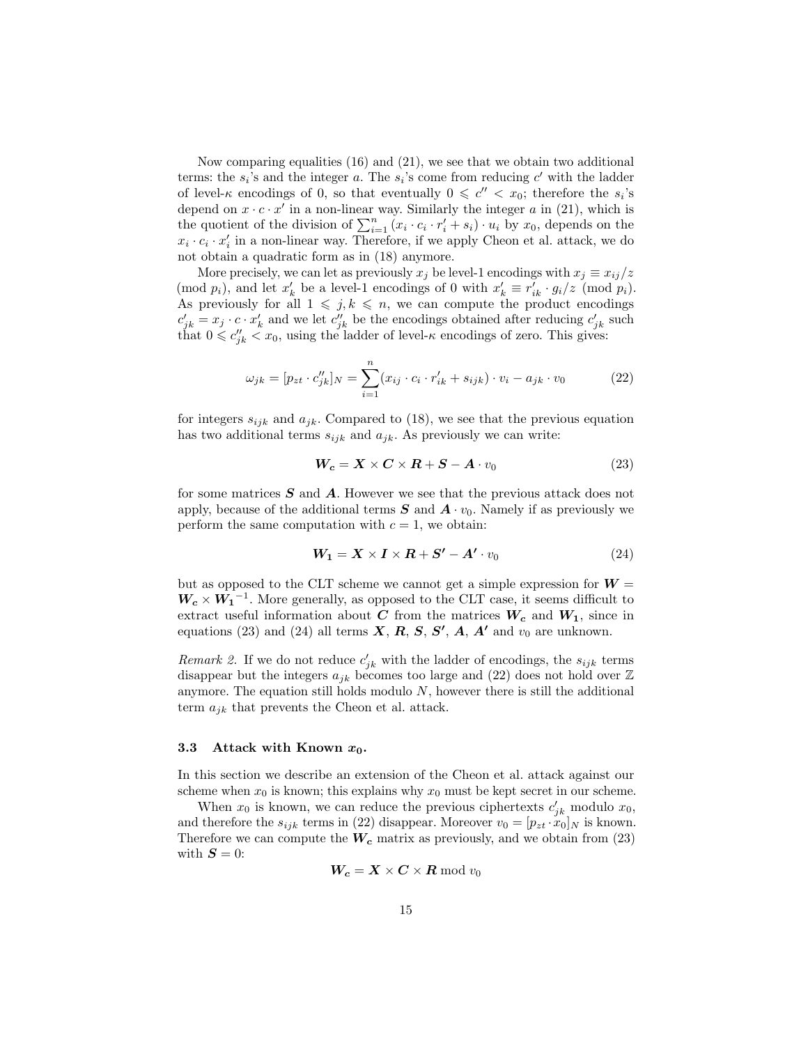Now comparing equalities (16) and (21), we see that we obtain two additional terms: the $s_i$'s and the integer $a$. The $s_i$'s come from reducing $c'$ with the ladder of level-$\kappa$ encodings of 0, so that eventually $0 \leqslant c'' < x_0$; therefore the $s_i$'s depend on $x \cdot c \cdot x'$ in a non-linear way. Similarly the integer $a$ in (21), which is the quotient of the division of $\sum_{i=1}^{n} (x_i \cdot c_i \cdot r'_i + s_i) \cdot u_i$ by $x_0$, depends on the $x_i \cdot c_i \cdot x'_i$ in a non-linear way. Therefore, if we apply Cheon et al. attack, we do not obtain a quadratic form as in (18) anymore.

More precisely, we can let as previously $x_j$ be level-1 encodings with $x_j \equiv x_{ij}/z \pmod{p_i}$, and let $x'_k$ be a level-1 encodings of 0 with $x'_k \equiv r'_{ik} \cdot g_i/z \pmod{p_i}$. As previously for all $1 \leqslant j, k \leqslant n$, we can compute the product encodings $c'_{jk} = x_j \cdot c \cdot x'_k$ and we let $c''_{jk}$ be the encodings obtained after reducing $c'_{jk}$ such that $0 \leqslant c''_{jk} < x_0$, using the ladder of level-$\kappa$ encodings of zero. This gives:

$$\omega_{jk} = [p_{zt} \cdot c''_{jk}]_N = \sum_{i=1}^{n} (x_{ij} \cdot c_i \cdot r'_{ik} + s_{ijk}) \cdot v_i - a_{jk} \cdot v_0 \tag{22}$$

for integers $s_{ijk}$ and $a_{jk}$. Compared to (18), we see that the previous equation has two additional terms $s_{ijk}$ and $a_{jk}$. As previously we can write:

$$\boldsymbol{W_c} = \boldsymbol{X} \times \boldsymbol{C} \times \boldsymbol{R} + \boldsymbol{S} - \boldsymbol{A} \cdot v_0 \tag{23}$$

for some matrices $\boldsymbol{S}$ and $\boldsymbol{A}$. However we see that the previous attack does not apply, because of the additional terms $\boldsymbol{S}$ and $\boldsymbol{A} \cdot v_0$. Namely if as previously we perform the same computation with $c = 1$, we obtain:

$$\boldsymbol{W_1} = \boldsymbol{X} \times \boldsymbol{I} \times \boldsymbol{R} + \boldsymbol{S'} - \boldsymbol{A'} \cdot v_0 \tag{24}$$

but as opposed to the CLT scheme we cannot get a simple expression for $\boldsymbol{W} = \boldsymbol{W_c} \times \boldsymbol{W_1}^{-1}$. More generally, as opposed to the CLT case, it seems difficult to extract useful information about $\boldsymbol{C}$ from the matrices $\boldsymbol{W_c}$ and $\boldsymbol{W_1}$, since in equations (23) and (24) all terms $\boldsymbol{X}$, $\boldsymbol{R}$, $\boldsymbol{S}$, $\boldsymbol{S'}$, $\boldsymbol{A}$, $\boldsymbol{A'}$ and $v_0$ are unknown.

*Remark 2.* If we do not reduce $c'_{jk}$ with the ladder of encodings, the $s_{ijk}$ terms disappear but the integers $a_{jk}$ becomes too large and (22) does not hold over $\mathbb{Z}$ anymore. The equation still holds modulo $N$, however there is still the additional term $a_{jk}$ that prevents the Cheon et al. attack.

### 3.3 Attack with Known $x_0$.

In this section we describe an extension of the Cheon et al. attack against our scheme when $x_0$ is known; this explains why $x_0$ must be kept secret in our scheme.

When $x_0$ is known, we can reduce the previous ciphertexts $c'_{jk}$ modulo $x_0$, and therefore the $s_{ijk}$ terms in (22) disappear. Moreover $v_0 = [p_{zt} \cdot x_0]_N$ is known. Therefore we can compute the $\boldsymbol{W_c}$ matrix as previously, and we obtain from (23) with $\boldsymbol{S} = 0$:

$$\boldsymbol{W_c} = \boldsymbol{X} \times \boldsymbol{C} \times \boldsymbol{R} \bmod v_0$$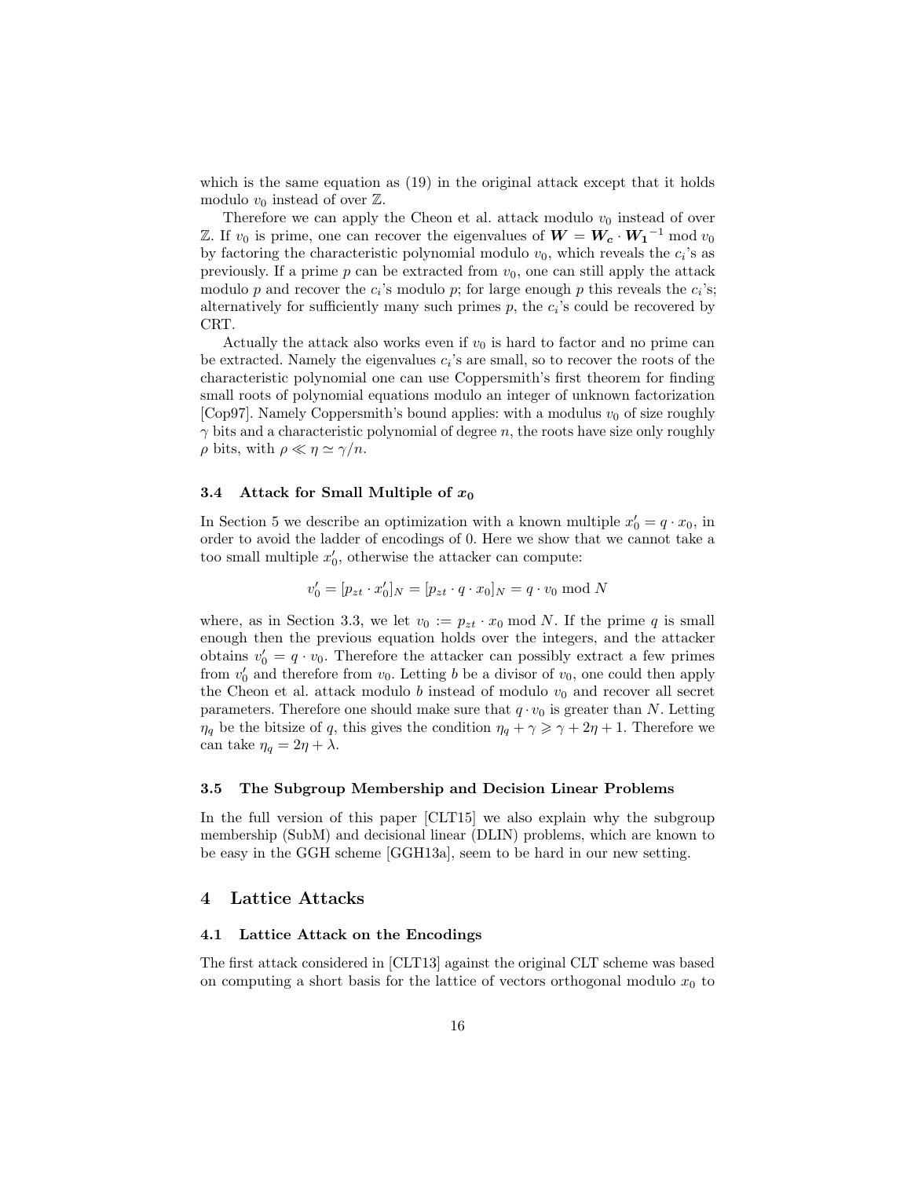which is the same equation as (19) in the original attack except that it holds modulo $v_0$ instead of over $\mathbb{Z}$.

Therefore we can apply the Cheon et al. attack modulo $v_0$ instead of over $\mathbb{Z}$. If $v_0$ is prime, one can recover the eigenvalues of $\boldsymbol{W} = \boldsymbol{W_c} \cdot \boldsymbol{W_1}^{-1} \bmod v_0$ by factoring the characteristic polynomial modulo $v_0$, which reveals the $c_i$'s as previously. If a prime $p$ can be extracted from $v_0$, one can still apply the attack modulo $p$ and recover the $c_i$'s modulo $p$; for large enough $p$ this reveals the $c_i$'s; alternatively for sufficiently many such primes $p$, the $c_i$'s could be recovered by CRT.

Actually the attack also works even if $v_0$ is hard to factor and no prime can be extracted. Namely the eigenvalues $c_i$'s are small, so to recover the roots of the characteristic polynomial one can use Coppersmith's first theorem for finding small roots of polynomial equations modulo an integer of unknown factorization [Cop97]. Namely Coppersmith's bound applies: with a modulus $v_0$ of size roughly $\gamma$ bits and a characteristic polynomial of degree $n$, the roots have size only roughly $\rho$ bits, with $\rho \ll \eta \simeq \gamma/n$.

### 3.4 Attack for Small Multiple of $x_0$

In Section 5 we describe an optimization with a known multiple $x_0' = q \cdot x_0$, in order to avoid the ladder of encodings of 0. Here we show that we cannot take a too small multiple $x_0'$, otherwise the attacker can compute:

$$v_0' = [p_{zt} \cdot x_0']_N = [p_{zt} \cdot q \cdot x_0]_N = q \cdot v_0 \bmod N$$

where, as in Section 3.3, we let $v_0 := p_{zt} \cdot x_0 \bmod N$. If the prime $q$ is small enough then the previous equation holds over the integers, and the attacker obtains $v_0' = q \cdot v_0$. Therefore the attacker can possibly extract a few primes from $v_0'$ and therefore from $v_0$. Letting $b$ be a divisor of $v_0$, one could then apply the Cheon et al. attack modulo $b$ instead of modulo $v_0$ and recover all secret parameters. Therefore one should make sure that $q \cdot v_0$ is greater than $N$. Letting $\eta_q$ be the bitsize of $q$, this gives the condition $\eta_q + \gamma \geqslant \gamma + 2\eta + 1$. Therefore we can take $\eta_q = 2\eta + \lambda$.

### 3.5 The Subgroup Membership and Decision Linear Problems

In the full version of this paper [CLT15] we also explain why the subgroup membership (SubM) and decisional linear (DLIN) problems, which are known to be easy in the GGH scheme [GGH13a], seem to be hard in our new setting.

## 4 Lattice Attacks

### 4.1 Lattice Attack on the Encodings

The first attack considered in [CLT13] against the original CLT scheme was based on computing a short basis for the lattice of vectors orthogonal modulo $x_0$ to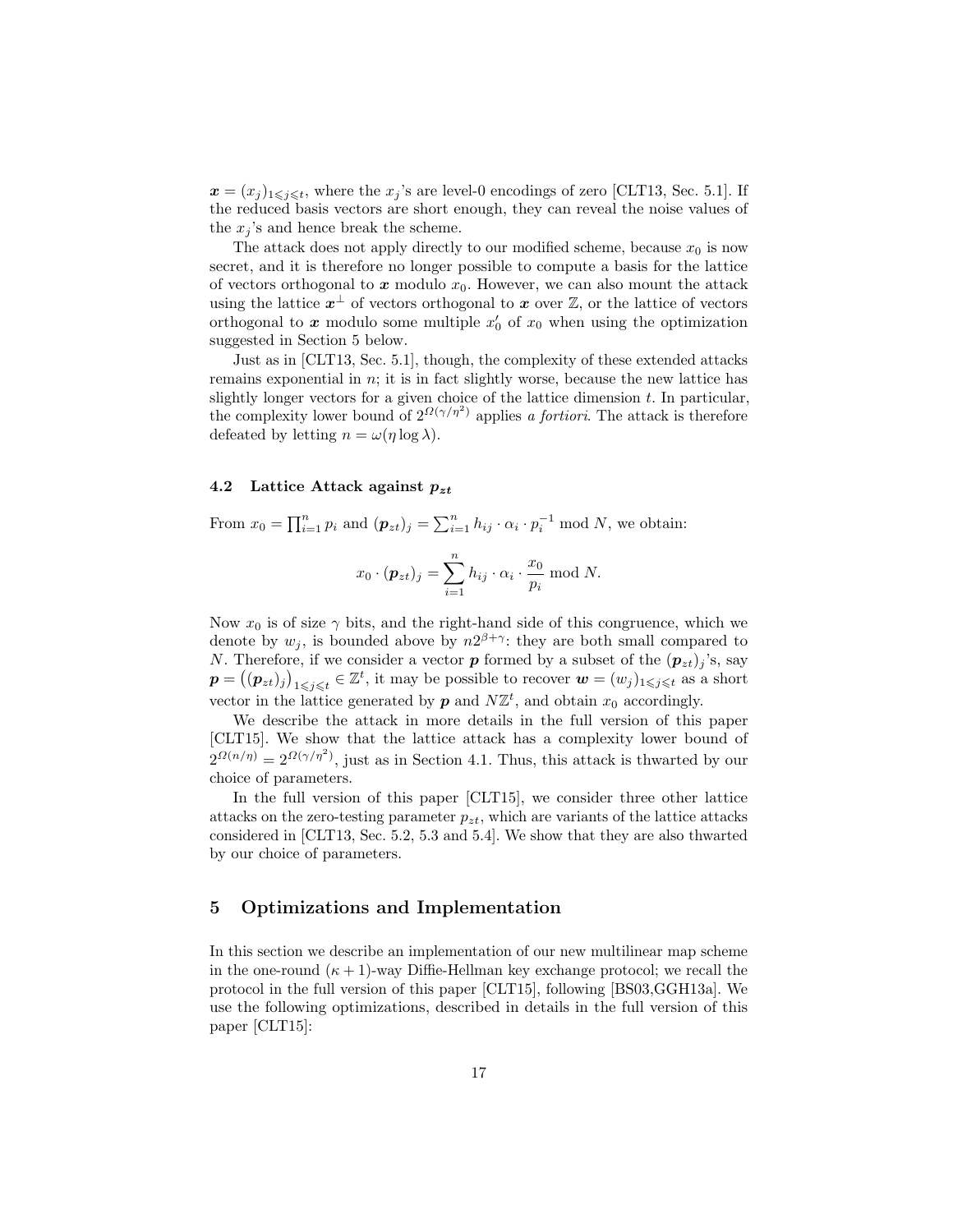$\boldsymbol{x} = (x_j)_{1 \leqslant j \leqslant t}$, where the $x_j$'s are level-0 encodings of zero [CLT13, Sec. 5.1]. If the reduced basis vectors are short enough, they can reveal the noise values of the $x_j$'s and hence break the scheme.

The attack does not apply directly to our modified scheme, because $x_0$ is now secret, and it is therefore no longer possible to compute a basis for the lattice of vectors orthogonal to $\boldsymbol{x}$ modulo $x_0$. However, we can also mount the attack using the lattice $\boldsymbol{x}^{\perp}$ of vectors orthogonal to $\boldsymbol{x}$ over $\mathbb{Z}$, or the lattice of vectors orthogonal to $\boldsymbol{x}$ modulo some multiple $x_0'$ of $x_0$ when using the optimization suggested in Section 5 below.

Just as in [CLT13, Sec. 5.1], though, the complexity of these extended attacks remains exponential in $n$; it is in fact slightly worse, because the new lattice has slightly longer vectors for a given choice of the lattice dimension $t$. In particular, the complexity lower bound of $2^{\Omega(\gamma/\eta^2)}$ applies *a fortiori*. The attack is therefore defeated by letting $n = \omega(\eta \log \lambda)$.

### 4.2 Lattice Attack against $p_{zt}$

From $x_0 = \prod_{i=1}^{n} p_i$ and $(\boldsymbol{p}_{zt})_j = \sum_{i=1}^{n} h_{ij} \cdot \alpha_i \cdot p_i^{-1} \bmod N$, we obtain:

$$x_0 \cdot (\boldsymbol{p}_{zt})_j = \sum_{i=1}^{n} h_{ij} \cdot \alpha_i \cdot \frac{x_0}{p_i} \bmod N.$$

Now $x_0$ is of size $\gamma$ bits, and the right-hand side of this congruence, which we denote by $w_j$, is bounded above by $n2^{\beta+\gamma}$: they are both small compared to $N$. Therefore, if we consider a vector $\boldsymbol{p}$ formed by a subset of the $(\boldsymbol{p}_{zt})_j$'s, say $\boldsymbol{p} = \big((\boldsymbol{p}_{zt})_j\big)_{1 \leqslant j \leqslant t} \in \mathbb{Z}^t$, it may be possible to recover $\boldsymbol{w} = (w_j)_{1 \leqslant j \leqslant t}$ as a short vector in the lattice generated by $\boldsymbol{p}$ and $N\mathbb{Z}^t$, and obtain $x_0$ accordingly.

We describe the attack in more details in the full version of this paper [CLT15]. We show that the lattice attack has a complexity lower bound of $2^{\Omega(n/\eta)} = 2^{\Omega(\gamma/\eta^2)}$, just as in Section 4.1. Thus, this attack is thwarted by our choice of parameters.

In the full version of this paper [CLT15], we consider three other lattice attacks on the zero-testing parameter $p_{zt}$, which are variants of the lattice attacks considered in [CLT13, Sec. 5.2, 5.3 and 5.4]. We show that they are also thwarted by our choice of parameters.

## 5 Optimizations and Implementation

In this section we describe an implementation of our new multilinear map scheme in the one-round $(\kappa+1)$-way Diffie-Hellman key exchange protocol; we recall the protocol in the full version of this paper [CLT15], following [BS03,GGH13a]. We use the following optimizations, described in details in the full version of this paper [CLT15]: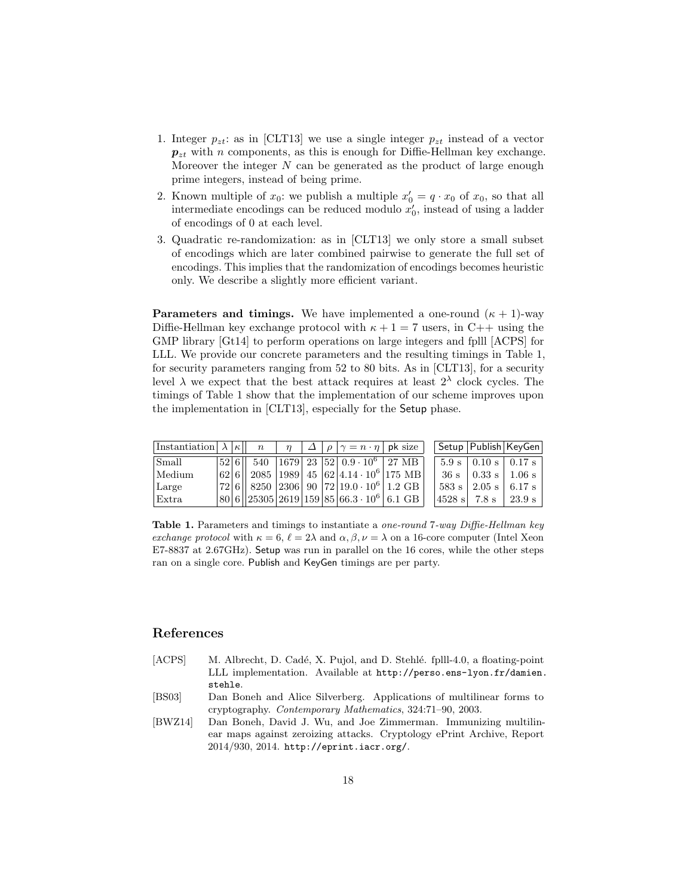1. Integer $p_{zt}$: as in [CLT13] we use a single integer $p_{zt}$ instead of a vector $\boldsymbol{p}_{zt}$ with $n$ components, as this is enough for Diffie-Hellman key exchange. Moreover the integer $N$ can be generated as the product of large enough prime integers, instead of being prime.
2. Known multiple of $x_0$: we publish a multiple $x'_0 = q \cdot x_0$ of $x_0$, so that all intermediate encodings can be reduced modulo $x'_0$, instead of using a ladder of encodings of 0 at each level.
3. Quadratic re-randomization: as in [CLT13] we only store a small subset of encodings which are later combined pairwise to generate the full set of encodings. This implies that the randomization of encodings becomes heuristic only. We describe a slightly more efficient variant.

**Parameters and timings.** We have implemented a one-round $(\kappa+1)$-way Diffie-Hellman key exchange protocol with $\kappa + 1 = 7$ users, in C++ using the GMP library [Gt14] to perform operations on large integers and fplll [ACPS] for LLL. We provide our concrete parameters and the resulting timings in Table 1, for security parameters ranging from 52 to 80 bits. As in [CLT13], for a security level $\lambda$ we expect that the best attack requires at least $2^\lambda$ clock cycles. The timings of Table 1 show that the implementation of our scheme improves upon the implementation in [CLT13], especially for the Setup phase.

| Instantiation | $\lambda$ | $\kappa$ | $n$ | $\eta$ | $\Delta$ | $\rho$ | $\gamma = n \cdot \eta$ | pk size | Setup | Publish | KeyGen |
|---|---|---|---|---|---|---|---|---|---|---|---|
| Small | 52 | 6 | 540 | 1679 | 23 | 52 | $0.9 \cdot 10^6$ | 27 MB | 5.9 s | 0.10 s | 0.17 s |
| Medium | 62 | 6 | 2085 | 1989 | 45 | 62 | $4.14 \cdot 10^6$ | 175 MB | 36 s | 0.33 s | 1.06 s |
| Large | 72 | 6 | 8250 | 2306 | 90 | 72 | $19.0 \cdot 10^6$ | 1.2 GB | 583 s | 2.05 s | 6.17 s |
| Extra | 80 | 6 | 25305 | 2619 | 159 | 85 | $66.3 \cdot 10^6$ | 6.1 GB | 4528 s | 7.8 s | 23.9 s |

**Table 1.** Parameters and timings to instantiate a *one-round* 7*-way Diffie-Hellman key exchange protocol* with $\kappa = 6$, $\ell = 2\lambda$ and $\alpha, \beta, \nu = \lambda$ on a 16-core computer (Intel Xeon E7-8837 at 2.67GHz). Setup was run in parallel on the 16 cores, while the other steps ran on a single core. Publish and KeyGen timings are per party.

## References

[ACPS] M. Albrecht, D. Cadé, X. Pujol, and D. Stehlé. fplll-4.0, a floating-point LLL implementation. Available at http://perso.ens-lyon.fr/damien.stehle.

[BS03] Dan Boneh and Alice Silverberg. Applications of multilinear forms to cryptography. *Contemporary Mathematics*, 324:71–90, 2003.

[BWZ14] Dan Boneh, David J. Wu, and Joe Zimmerman. Immunizing multilinear maps against zeroizing attacks. Cryptology ePrint Archive, Report 2014/930, 2014. http://eprint.iacr.org/.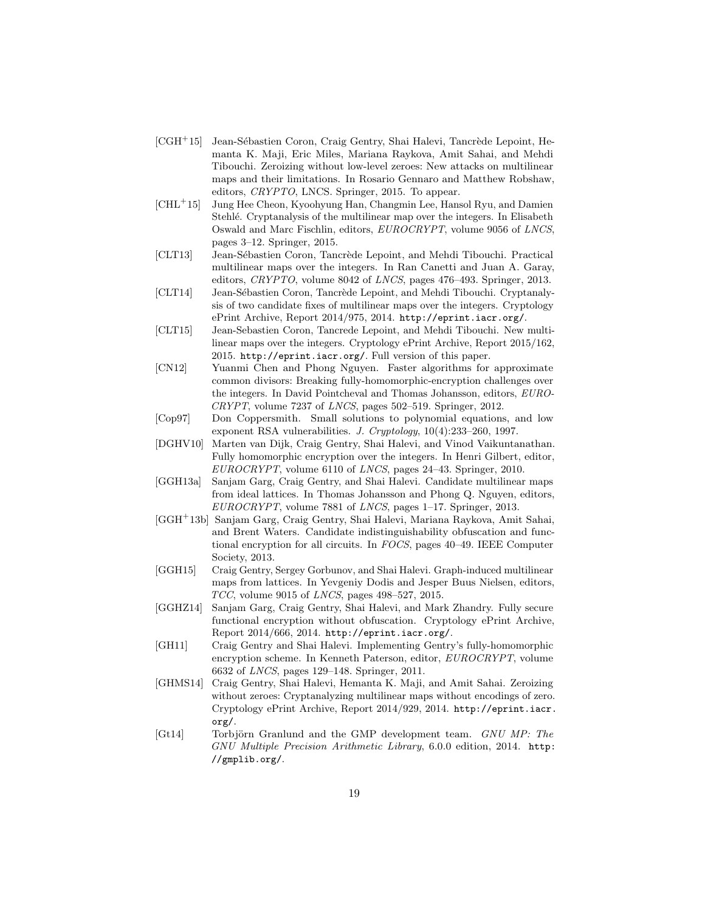- [CGH+15] Jean-Sébastien Coron, Craig Gentry, Shai Halevi, Tancrède Lepoint, Hemanta K. Maji, Eric Miles, Mariana Raykova, Amit Sahai, and Mehdi Tibouchi. Zeroizing without low-level zeroes: New attacks on multilinear maps and their limitations. In Rosario Gennaro and Matthew Robshaw, editors, *CRYPTO*, LNCS. Springer, 2015. To appear.
- [CHL+15] Jung Hee Cheon, Kyoohyung Han, Changmin Lee, Hansol Ryu, and Damien Stehlé. Cryptanalysis of the multilinear map over the integers. In Elisabeth Oswald and Marc Fischlin, editors, *EUROCRYPT*, volume 9056 of *LNCS*, pages 3–12. Springer, 2015.
- [CLT13] Jean-Sébastien Coron, Tancrède Lepoint, and Mehdi Tibouchi. Practical multilinear maps over the integers. In Ran Canetti and Juan A. Garay, editors, *CRYPTO*, volume 8042 of *LNCS*, pages 476–493. Springer, 2013.
- [CLT14] Jean-Sébastien Coron, Tancrède Lepoint, and Mehdi Tibouchi. Cryptanalysis of two candidate fixes of multilinear maps over the integers. Cryptology ePrint Archive, Report 2014/975, 2014. `http://eprint.iacr.org/`.
- [CLT15] Jean-Sebastien Coron, Tancrede Lepoint, and Mehdi Tibouchi. New multilinear maps over the integers. Cryptology ePrint Archive, Report 2015/162, 2015. `http://eprint.iacr.org/`. Full version of this paper.
- [CN12] Yuanmi Chen and Phong Nguyen. Faster algorithms for approximate common divisors: Breaking fully-homomorphic-encryption challenges over the integers. In David Pointcheval and Thomas Johansson, editors, *EUROCRYPT*, volume 7237 of *LNCS*, pages 502–519. Springer, 2012.
- [Cop97] Don Coppersmith. Small solutions to polynomial equations, and low exponent RSA vulnerabilities. *J. Cryptology*, 10(4):233–260, 1997.
- [DGHV10] Marten van Dijk, Craig Gentry, Shai Halevi, and Vinod Vaikuntanathan. Fully homomorphic encryption over the integers. In Henri Gilbert, editor, *EUROCRYPT*, volume 6110 of *LNCS*, pages 24–43. Springer, 2010.
- [GGH13a] Sanjam Garg, Craig Gentry, and Shai Halevi. Candidate multilinear maps from ideal lattices. In Thomas Johansson and Phong Q. Nguyen, editors, *EUROCRYPT*, volume 7881 of *LNCS*, pages 1–17. Springer, 2013.
- [GGH+13b] Sanjam Garg, Craig Gentry, Shai Halevi, Mariana Raykova, Amit Sahai, and Brent Waters. Candidate indistinguishability obfuscation and functional encryption for all circuits. In *FOCS*, pages 40–49. IEEE Computer Society, 2013.
- [GGH15] Craig Gentry, Sergey Gorbunov, and Shai Halevi. Graph-induced multilinear maps from lattices. In Yevgeniy Dodis and Jesper Buus Nielsen, editors, *TCC*, volume 9015 of *LNCS*, pages 498–527, 2015.
- [GGHZ14] Sanjam Garg, Craig Gentry, Shai Halevi, and Mark Zhandry. Fully secure functional encryption without obfuscation. Cryptology ePrint Archive, Report 2014/666, 2014. `http://eprint.iacr.org/`.
- [GH11] Craig Gentry and Shai Halevi. Implementing Gentry's fully-homomorphic encryption scheme. In Kenneth Paterson, editor, *EUROCRYPT*, volume 6632 of *LNCS*, pages 129–148. Springer, 2011.
- [GHMS14] Craig Gentry, Shai Halevi, Hemanta K. Maji, and Amit Sahai. Zeroizing without zeroes: Cryptanalyzing multilinear maps without encodings of zero. Cryptology ePrint Archive, Report 2014/929, 2014. `http://eprint.iacr.org/`.
- [Gt14] Torbjörn Granlund and the GMP development team. *GNU MP: The GNU Multiple Precision Arithmetic Library*, 6.0.0 edition, 2014. `http://gmplib.org/`.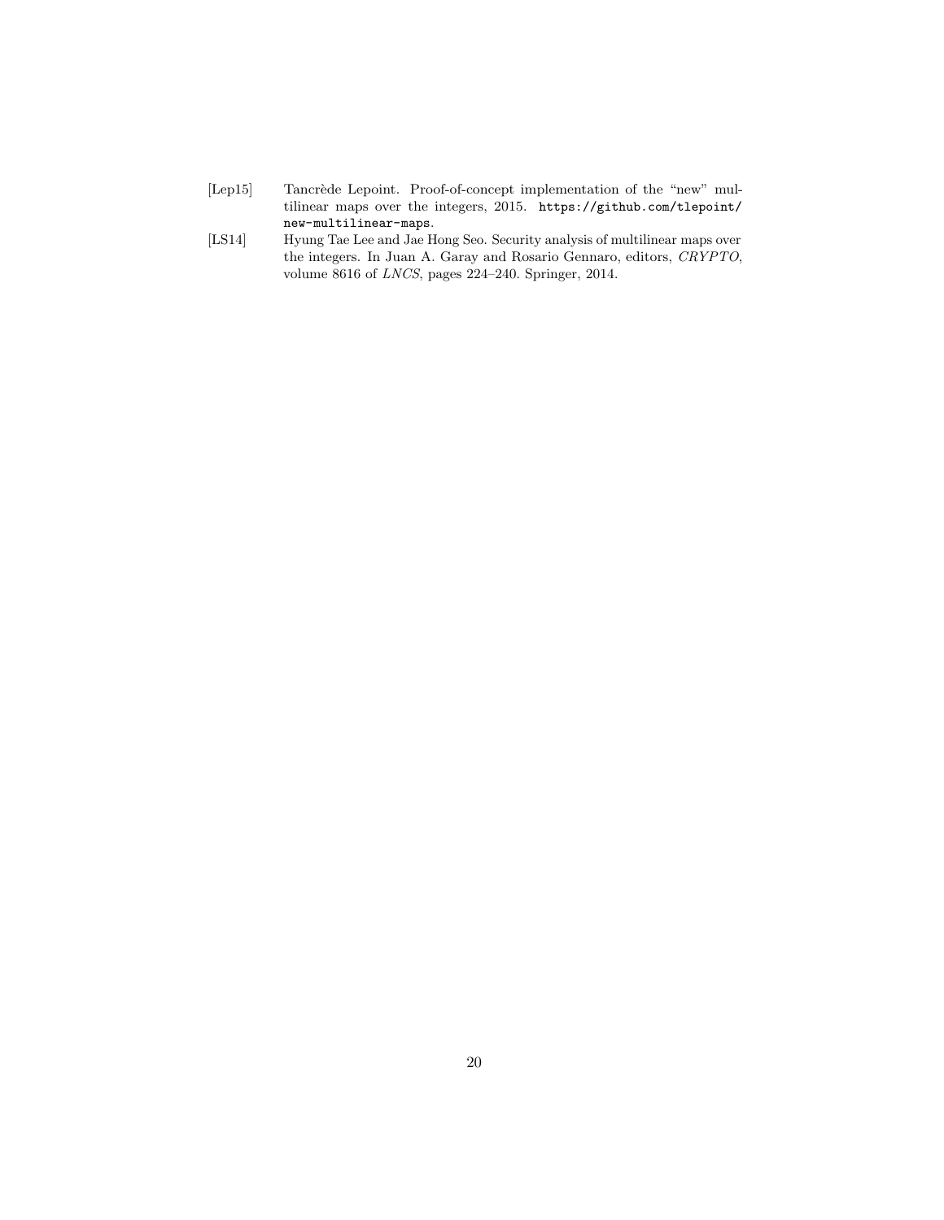[Lep15] Tancrède Lepoint. Proof-of-concept implementation of the "new" multilinear maps over the integers, 2015. `https://github.com/tlepoint/new-multilinear-maps`.

[LS14] Hyung Tae Lee and Jae Hong Seo. Security analysis of multilinear maps over the integers. In Juan A. Garay and Rosario Gennaro, editors, *CRYPTO*, volume 8616 of *LNCS*, pages 224–240. Springer, 2014.